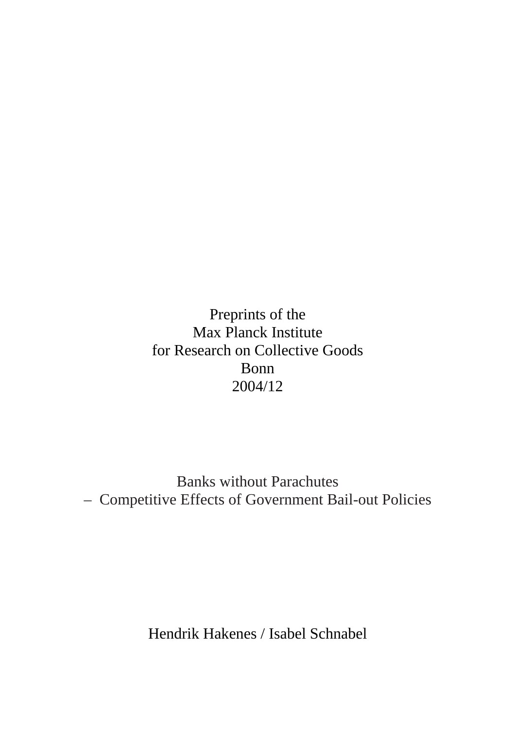Preprints of the
Max Planck Institute
for Research on Collective Goods
Bonn
2004/12

# Banks without Parachutes – Competitive Effects of Government Bail-out Policies

Hendrik Hakenes / Isabel Schnabel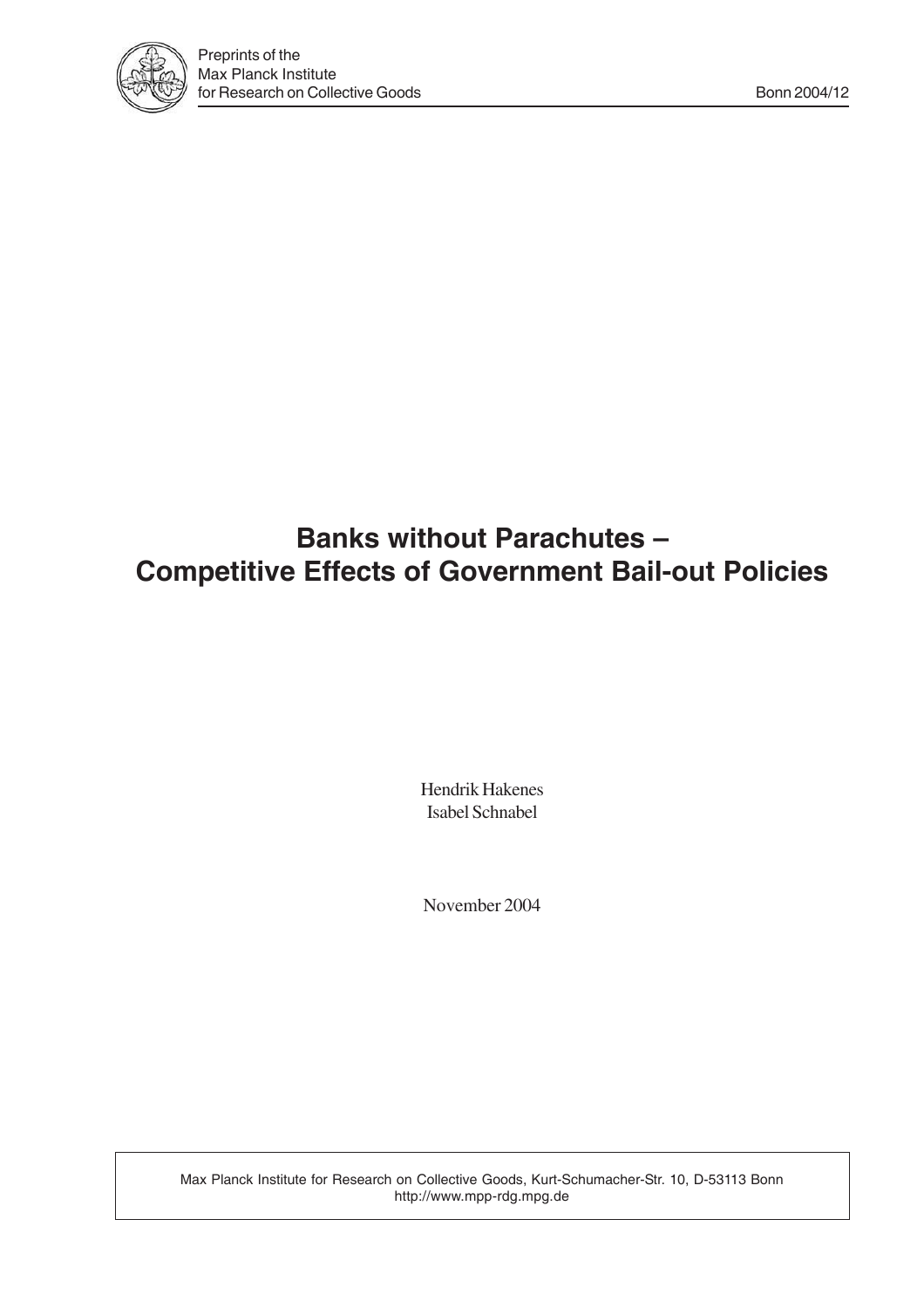Preprints of the
Max Planck Institute
for Research on Collective Goods

Bonn 2004/12

# Banks without Parachutes – Competitive Effects of Government Bail-out Policies

Hendrik Hakenes
Isabel Schnabel

November 2004

Max Planck Institute for Research on Collective Goods, Kurt-Schumacher-Str. 10, D-53113 Bonn
http://www.mpp-rdg.mpg.de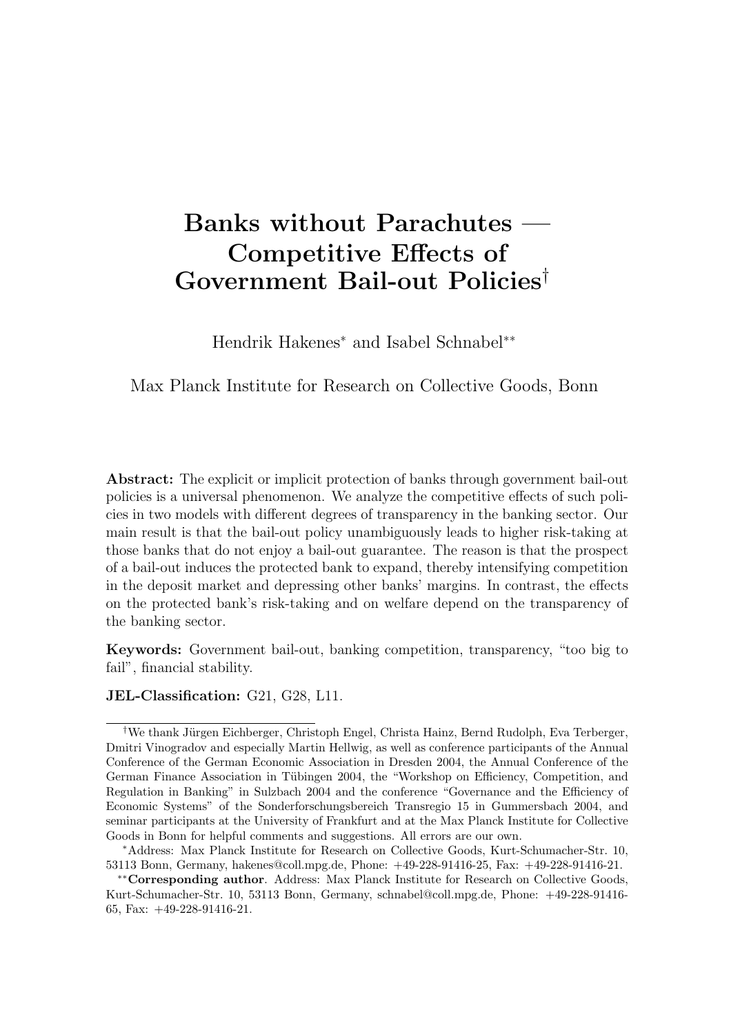# Banks without Parachutes — Competitive Effects of Government Bail-out Policies[†]

Hendrik Hakenes[*] and Isabel Schnabel[**]

Max Planck Institute for Research on Collective Goods, Bonn

**Abstract:** The explicit or implicit protection of banks through government bail-out policies is a universal phenomenon. We analyze the competitive effects of such policies in two models with different degrees of transparency in the banking sector. Our main result is that the bail-out policy unambiguously leads to higher risk-taking at those banks that do not enjoy a bail-out guarantee. The reason is that the prospect of a bail-out induces the protected bank to expand, thereby intensifying competition in the deposit market and depressing other banks' margins. In contrast, the effects on the protected bank's risk-taking and on welfare depend on the transparency of the banking sector.

**Keywords:** Government bail-out, banking competition, transparency, "too big to fail", financial stability.

**JEL-Classification:** G21, G28, L11.

---

[†]We thank Jürgen Eichberger, Christoph Engel, Christa Hainz, Bernd Rudolph, Eva Terberger, Dmitri Vinogradov and especially Martin Hellwig, as well as conference participants of the Annual Conference of the German Economic Association in Dresden 2004, the Annual Conference of the German Finance Association in Tübingen 2004, the "Workshop on Efficiency, Competition, and Regulation in Banking" in Sulzbach 2004 and the conference "Governance and the Efficiency of Economic Systems" of the Sonderforschungsbereich Transregio 15 in Gummersbach 2004, and seminar participants at the University of Frankfurt and at the Max Planck Institute for Collective Goods in Bonn for helpful comments and suggestions. All errors are our own.

[*]Address: Max Planck Institute for Research on Collective Goods, Kurt-Schumacher-Str. 10, 53113 Bonn, Germany, hakenes@coll.mpg.de, Phone: +49-228-91416-25, Fax: +49-228-91416-21.

[**]**Corresponding author**. Address: Max Planck Institute for Research on Collective Goods, Kurt-Schumacher-Str. 10, 53113 Bonn, Germany, schnabel@coll.mpg.de, Phone: +49-228-91416-65, Fax: +49-228-91416-21.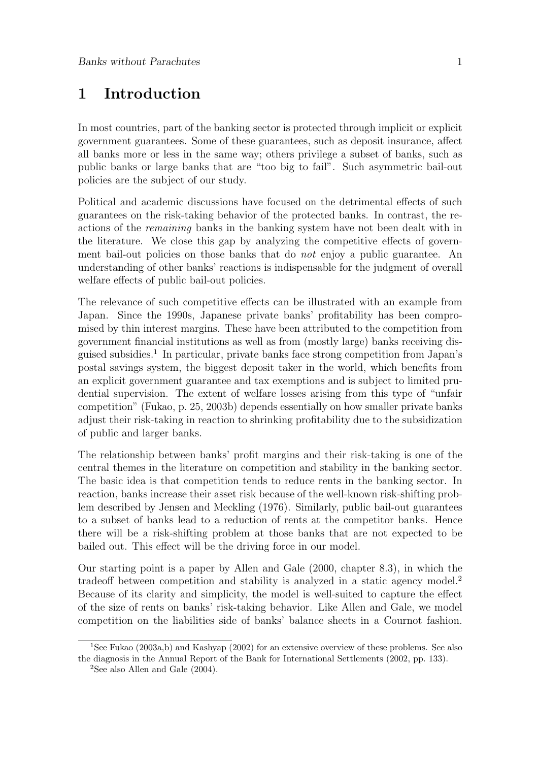# 1 Introduction

In most countries, part of the banking sector is protected through implicit or explicit government guarantees. Some of these guarantees, such as deposit insurance, affect all banks more or less in the same way; others privilege a subset of banks, such as public banks or large banks that are "too big to fail". Such asymmetric bail-out policies are the subject of our study.

Political and academic discussions have focused on the detrimental effects of such guarantees on the risk-taking behavior of the protected banks. In contrast, the reactions of the *remaining* banks in the banking system have not been dealt with in the literature. We close this gap by analyzing the competitive effects of government bail-out policies on those banks that do *not* enjoy a public guarantee. An understanding of other banks' reactions is indispensable for the judgment of overall welfare effects of public bail-out policies.

The relevance of such competitive effects can be illustrated with an example from Japan. Since the 1990s, Japanese private banks' profitability has been compromised by thin interest margins. These have been attributed to the competition from government financial institutions as well as from (mostly large) banks receiving disguised subsidies.[1] In particular, private banks face strong competition from Japan's postal savings system, the biggest deposit taker in the world, which benefits from an explicit government guarantee and tax exemptions and is subject to limited prudential supervision. The extent of welfare losses arising from this type of "unfair competition" (Fukao, p. 25, 2003b) depends essentially on how smaller private banks adjust their risk-taking in reaction to shrinking profitability due to the subsidization of public and larger banks.

The relationship between banks' profit margins and their risk-taking is one of the central themes in the literature on competition and stability in the banking sector. The basic idea is that competition tends to reduce rents in the banking sector. In reaction, banks increase their asset risk because of the well-known risk-shifting problem described by Jensen and Meckling (1976). Similarly, public bail-out guarantees to a subset of banks lead to a reduction of rents at the competitor banks. Hence there will be a risk-shifting problem at those banks that are not expected to be bailed out. This effect will be the driving force in our model.

Our starting point is a paper by Allen and Gale (2000, chapter 8.3), in which the tradeoff between competition and stability is analyzed in a static agency model.[2] Because of its clarity and simplicity, the model is well-suited to capture the effect of the size of rents on banks' risk-taking behavior. Like Allen and Gale, we model competition on the liabilities side of banks' balance sheets in a Cournot fashion.

[1] See Fukao (2003a,b) and Kashyap (2002) for an extensive overview of these problems. See also the diagnosis in the Annual Report of the Bank for International Settlements (2002, pp. 133).

[2] See also Allen and Gale (2004).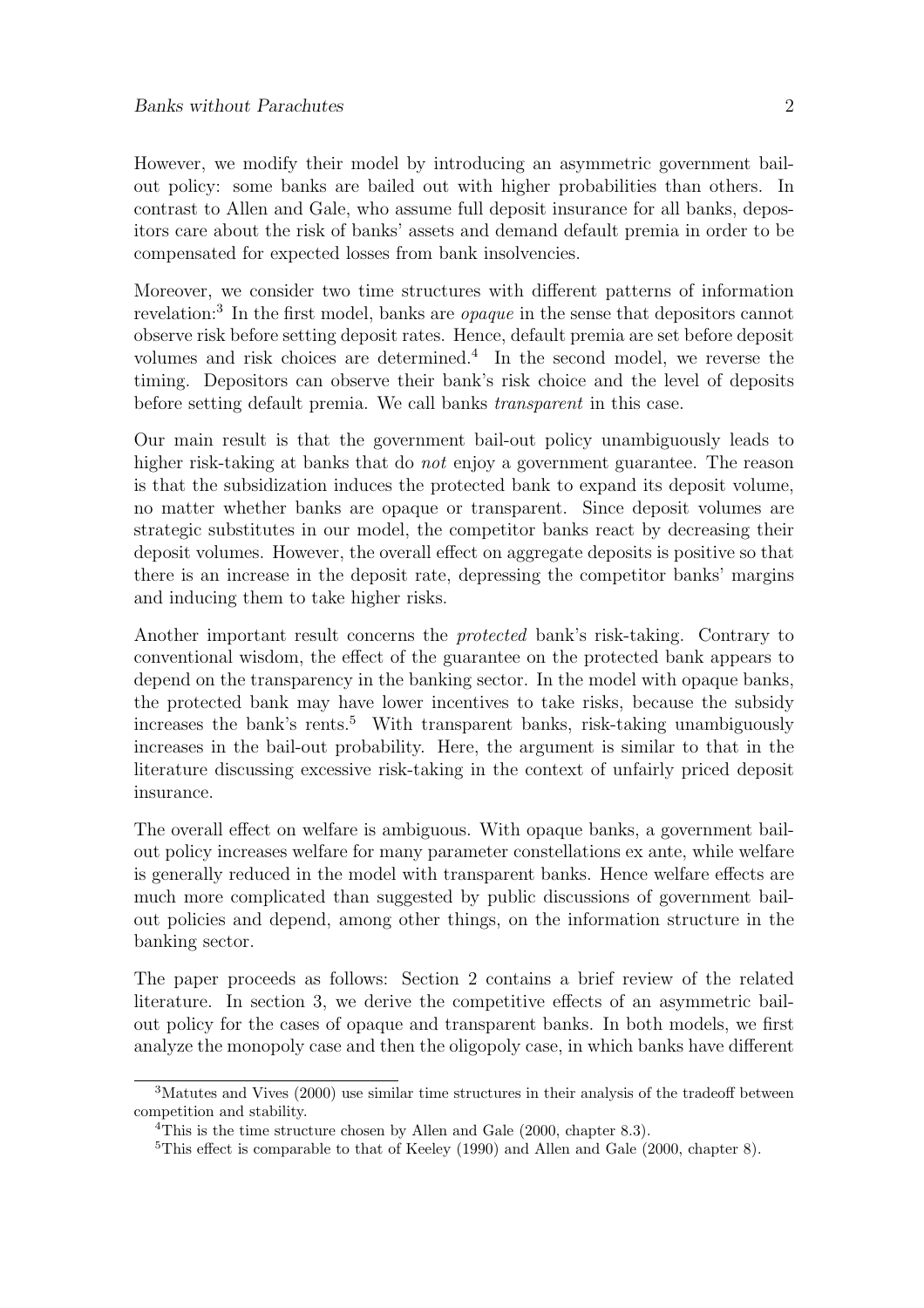However, we modify their model by introducing an asymmetric government bail-out policy: some banks are bailed out with higher probabilities than others. In contrast to Allen and Gale, who assume full deposit insurance for all banks, depositors care about the risk of banks' assets and demand default premia in order to be compensated for expected losses from bank insolvencies.

Moreover, we consider two time structures with different patterns of information revelation:[3] In the first model, banks are *opaque* in the sense that depositors cannot observe risk before setting deposit rates. Hence, default premia are set before deposit volumes and risk choices are determined.[4] In the second model, we reverse the timing. Depositors can observe their bank's risk choice and the level of deposits before setting default premia. We call banks *transparent* in this case.

Our main result is that the government bail-out policy unambiguously leads to higher risk-taking at banks that do *not* enjoy a government guarantee. The reason is that the subsidization induces the protected bank to expand its deposit volume, no matter whether banks are opaque or transparent. Since deposit volumes are strategic substitutes in our model, the competitor banks react by decreasing their deposit volumes. However, the overall effect on aggregate deposits is positive so that there is an increase in the deposit rate, depressing the competitor banks' margins and inducing them to take higher risks.

Another important result concerns the *protected* bank's risk-taking. Contrary to conventional wisdom, the effect of the guarantee on the protected bank appears to depend on the transparency in the banking sector. In the model with opaque banks, the protected bank may have lower incentives to take risks, because the subsidy increases the bank's rents.[5] With transparent banks, risk-taking unambiguously increases in the bail-out probability. Here, the argument is similar to that in the literature discussing excessive risk-taking in the context of unfairly priced deposit insurance.

The overall effect on welfare is ambiguous. With opaque banks, a government bail-out policy increases welfare for many parameter constellations ex ante, while welfare is generally reduced in the model with transparent banks. Hence welfare effects are much more complicated than suggested by public discussions of government bail-out policies and depend, among other things, on the information structure in the banking sector.

The paper proceeds as follows: Section 2 contains a brief review of the related literature. In section 3, we derive the competitive effects of an asymmetric bail-out policy for the cases of opaque and transparent banks. In both models, we first analyze the monopoly case and then the oligopoly case, in which banks have different

[3] Matutes and Vives (2000) use similar time structures in their analysis of the tradeoff between competition and stability.

[4] This is the time structure chosen by Allen and Gale (2000, chapter 8.3).

[5] This effect is comparable to that of Keeley (1990) and Allen and Gale (2000, chapter 8).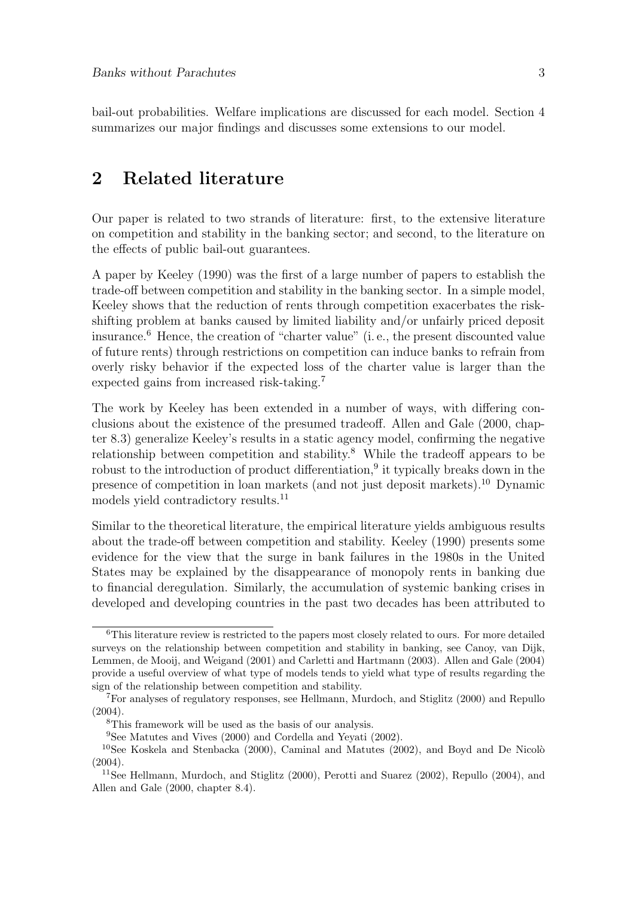bail-out probabilities. Welfare implications are discussed for each model. Section 4 summarizes our major findings and discusses some extensions to our model.

## 2 Related literature

Our paper is related to two strands of literature: first, to the extensive literature on competition and stability in the banking sector; and second, to the literature on the effects of public bail-out guarantees.

A paper by Keeley (1990) was the first of a large number of papers to establish the trade-off between competition and stability in the banking sector. In a simple model, Keeley shows that the reduction of rents through competition exacerbates the risk-shifting problem at banks caused by limited liability and/or unfairly priced deposit insurance.[6] Hence, the creation of "charter value" (i. e., the present discounted value of future rents) through restrictions on competition can induce banks to refrain from overly risky behavior if the expected loss of the charter value is larger than the expected gains from increased risk-taking.[7]

The work by Keeley has been extended in a number of ways, with differing conclusions about the existence of the presumed tradeoff. Allen and Gale (2000, chapter 8.3) generalize Keeley's results in a static agency model, confirming the negative relationship between competition and stability.[8] While the tradeoff appears to be robust to the introduction of product differentiation,[9] it typically breaks down in the presence of competition in loan markets (and not just deposit markets).[10] Dynamic models yield contradictory results.[11]

Similar to the theoretical literature, the empirical literature yields ambiguous results about the trade-off between competition and stability. Keeley (1990) presents some evidence for the view that the surge in bank failures in the 1980s in the United States may be explained by the disappearance of monopoly rents in banking due to financial deregulation. Similarly, the accumulation of systemic banking crises in developed and developing countries in the past two decades has been attributed to

---

[6] This literature review is restricted to the papers most closely related to ours. For more detailed surveys on the relationship between competition and stability in banking, see Canoy, van Dijk, Lemmen, de Mooij, and Weigand (2001) and Carletti and Hartmann (2003). Allen and Gale (2004) provide a useful overview of what type of models tends to yield what type of results regarding the sign of the relationship between competition and stability.

[7] For analyses of regulatory responses, see Hellmann, Murdoch, and Stiglitz (2000) and Repullo (2004).

[8] This framework will be used as the basis of our analysis.

[9] See Matutes and Vives (2000) and Cordella and Yeyati (2002).

[10] See Koskela and Stenbacka (2000), Caminal and Matutes (2002), and Boyd and De Nicolò (2004).

[11] See Hellmann, Murdoch, and Stiglitz (2000), Perotti and Suarez (2002), Repullo (2004), and Allen and Gale (2000, chapter 8.4).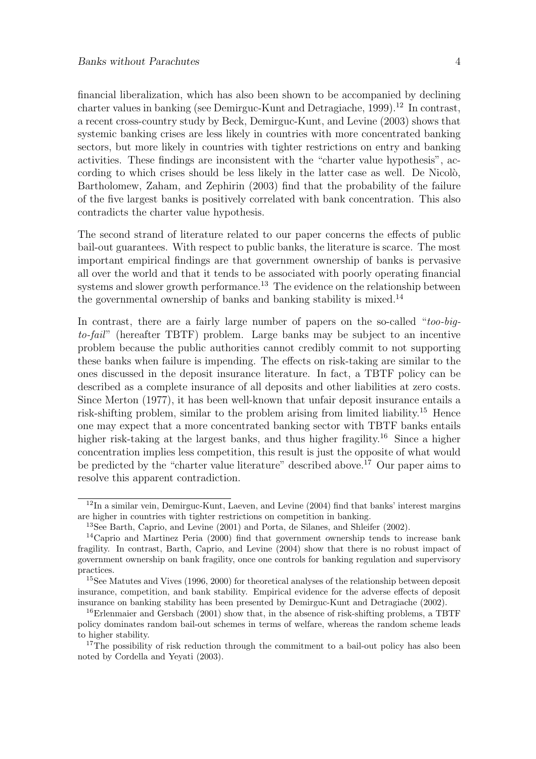financial liberalization, which has also been shown to be accompanied by declining charter values in banking (see Demirguc-Kunt and Detragiache, 1999).[12] In contrast, a recent cross-country study by Beck, Demirguc-Kunt, and Levine (2003) shows that systemic banking crises are less likely in countries with more concentrated banking sectors, but more likely in countries with tighter restrictions on entry and banking activities. These findings are inconsistent with the "charter value hypothesis", according to which crises should be less likely in the latter case as well. De Nicolò, Bartholomew, Zaham, and Zephirin (2003) find that the probability of the failure of the five largest banks is positively correlated with bank concentration. This also contradicts the charter value hypothesis.

The second strand of literature related to our paper concerns the effects of public bail-out guarantees. With respect to public banks, the literature is scarce. The most important empirical findings are that government ownership of banks is pervasive all over the world and that it tends to be associated with poorly operating financial systems and slower growth performance.[13] The evidence on the relationship between the governmental ownership of banks and banking stability is mixed.[14]

In contrast, there are a fairly large number of papers on the so-called "*too-big-to-fail*" (hereafter TBTF) problem. Large banks may be subject to an incentive problem because the public authorities cannot credibly commit to not supporting these banks when failure is impending. The effects on risk-taking are similar to the ones discussed in the deposit insurance literature. In fact, a TBTF policy can be described as a complete insurance of all deposits and other liabilities at zero costs. Since Merton (1977), it has been well-known that unfair deposit insurance entails a risk-shifting problem, similar to the problem arising from limited liability.[15] Hence one may expect that a more concentrated banking sector with TBTF banks entails higher risk-taking at the largest banks, and thus higher fragility.[16] Since a higher concentration implies less competition, this result is just the opposite of what would be predicted by the "charter value literature" described above.[17] Our paper aims to resolve this apparent contradiction.

[12] In a similar vein, Demirguc-Kunt, Laeven, and Levine (2004) find that banks' interest margins are higher in countries with tighter restrictions on competition in banking.

[13] See Barth, Caprio, and Levine (2001) and Porta, de Silanes, and Shleifer (2002).

[14] Caprio and Martinez Peria (2000) find that government ownership tends to increase bank fragility. In contrast, Barth, Caprio, and Levine (2004) show that there is no robust impact of government ownership on bank fragility, once one controls for banking regulation and supervisory practices.

[15] See Matutes and Vives (1996, 2000) for theoretical analyses of the relationship between deposit insurance, competition, and bank stability. Empirical evidence for the adverse effects of deposit insurance on banking stability has been presented by Demirguc-Kunt and Detragiache (2002).

[16] Erlenmaier and Gersbach (2001) show that, in the absence of risk-shifting problems, a TBTF policy dominates random bail-out schemes in terms of welfare, whereas the random scheme leads to higher stability.

[17] The possibility of risk reduction through the commitment to a bail-out policy has also been noted by Cordella and Yeyati (2003).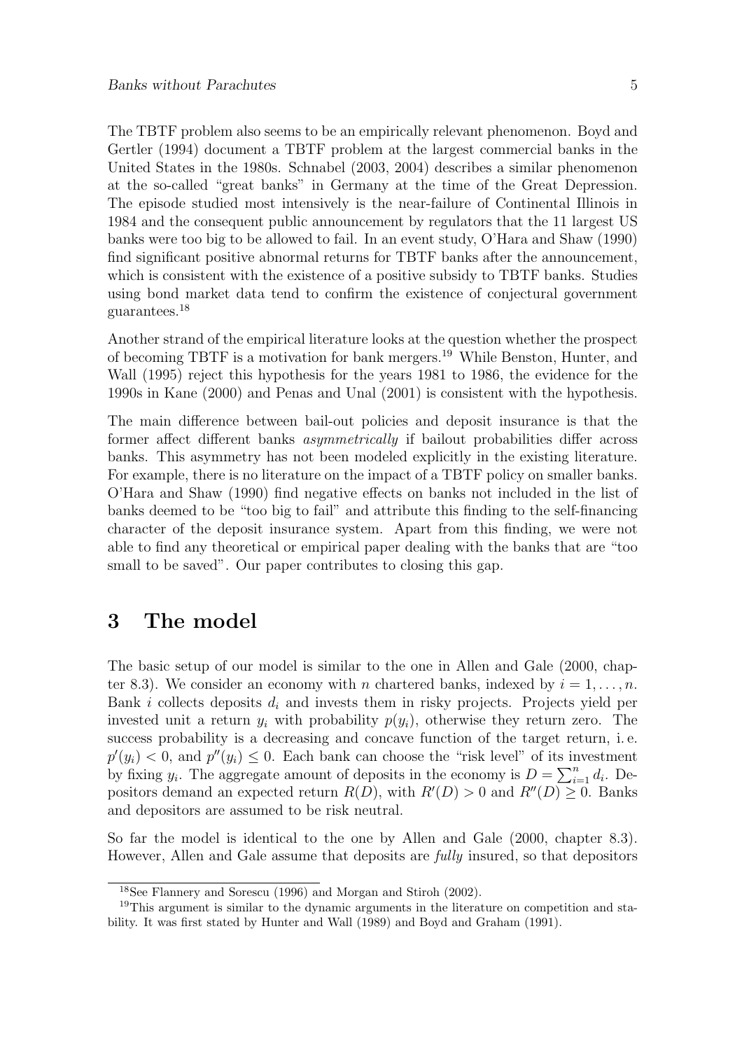The TBTF problem also seems to be an empirically relevant phenomenon. Boyd and Gertler (1994) document a TBTF problem at the largest commercial banks in the United States in the 1980s. Schnabel (2003, 2004) describes a similar phenomenon at the so-called "great banks" in Germany at the time of the Great Depression. The episode studied most intensively is the near-failure of Continental Illinois in 1984 and the consequent public announcement by regulators that the 11 largest US banks were too big to be allowed to fail. In an event study, O'Hara and Shaw (1990) find significant positive abnormal returns for TBTF banks after the announcement, which is consistent with the existence of a positive subsidy to TBTF banks. Studies using bond market data tend to confirm the existence of conjectural government guarantees.[18]

Another strand of the empirical literature looks at the question whether the prospect of becoming TBTF is a motivation for bank mergers.[19] While Benston, Hunter, and Wall (1995) reject this hypothesis for the years 1981 to 1986, the evidence for the 1990s in Kane (2000) and Penas and Unal (2001) is consistent with the hypothesis.

The main difference between bail-out policies and deposit insurance is that the former affect different banks *asymmetrically* if bailout probabilities differ across banks. This asymmetry has not been modeled explicitly in the existing literature. For example, there is no literature on the impact of a TBTF policy on smaller banks. O'Hara and Shaw (1990) find negative effects on banks not included in the list of banks deemed to be "too big to fail" and attribute this finding to the self-financing character of the deposit insurance system. Apart from this finding, we were not able to find any theoretical or empirical paper dealing with the banks that are "too small to be saved". Our paper contributes to closing this gap.

# 3 The model

The basic setup of our model is similar to the one in Allen and Gale (2000, chapter 8.3). We consider an economy with $n$ chartered banks, indexed by $i = 1, \dots, n$. Bank $i$ collects deposits $d_i$ and invests them in risky projects. Projects yield per invested unit a return $y_i$ with probability $p(y_i)$, otherwise they return zero. The success probability is a decreasing and concave function of the target return, i. e. $p'(y_i) < 0$, and $p''(y_i) \leq 0$. Each bank can choose the "risk level" of its investment by fixing $y_i$. The aggregate amount of deposits in the economy is $D = \sum_{i=1}^{n} d_i$. Depositors demand an expected return $R(D)$, with $R'(D) > 0$ and $R''(D) \geq 0$. Banks and depositors are assumed to be risk neutral.

So far the model is identical to the one by Allen and Gale (2000, chapter 8.3). However, Allen and Gale assume that deposits are *fully* insured, so that depositors

[18] See Flannery and Sorescu (1996) and Morgan and Stiroh (2002).

[19] This argument is similar to the dynamic arguments in the literature on competition and stability. It was first stated by Hunter and Wall (1989) and Boyd and Graham (1991).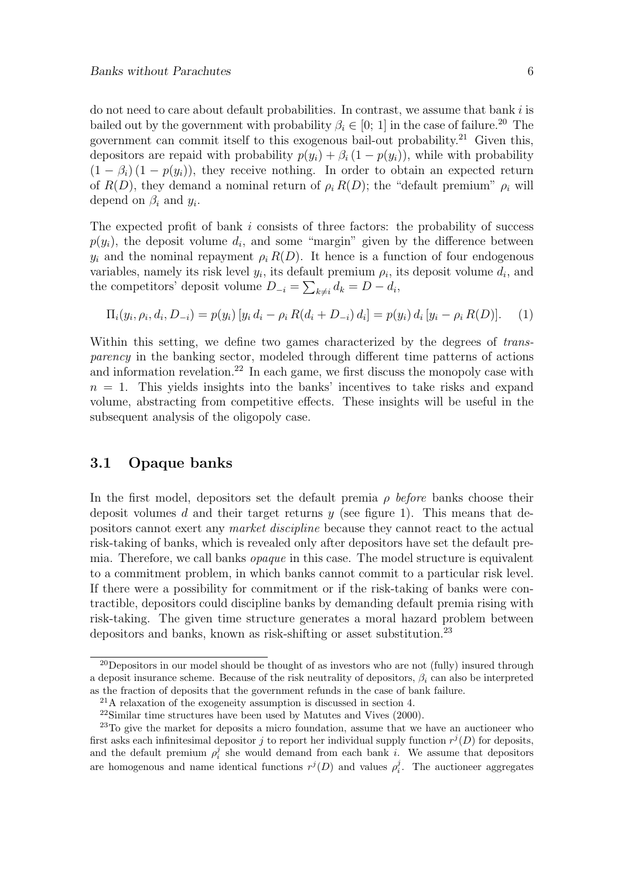do not need to care about default probabilities. In contrast, we assume that bank $i$ is bailed out by the government with probability $\beta_i \in [0;\, 1]$ in the case of failure.[20] The government can commit itself to this exogenous bail-out probability.[21] Given this, depositors are repaid with probability $p(y_i) + \beta_i\,(1 - p(y_i))$, while with probability $(1 - \beta_i)\,(1 - p(y_i))$, they receive nothing. In order to obtain an expected return of $R(D)$, they demand a nominal return of $\rho_i\, R(D)$; the "default premium" $\rho_i$ will depend on $\beta_i$ and $y_i$.

The expected profit of bank $i$ consists of three factors: the probability of success $p(y_i)$, the deposit volume $d_i$, and some "margin" given by the difference between $y_i$ and the nominal repayment $\rho_i\, R(D)$. It hence is a function of four endogenous variables, namely its risk level $y_i$, its default premium $\rho_i$, its deposit volume $d_i$, and the competitors' deposit volume $D_{-i} = \sum_{k \neq i} d_k = D - d_i$,

$$\Pi_i(y_i, \rho_i, d_i, D_{-i}) = p(y_i)\,[y_i\, d_i - \rho_i\, R(d_i + D_{-i})\, d_i] = p(y_i)\, d_i\,[y_i - \rho_i\, R(D)]. \quad (1)$$

Within this setting, we define two games characterized by the degrees of *transparency* in the banking sector, modeled through different time patterns of actions and information revelation.[22] In each game, we first discuss the monopoly case with $n = 1$. This yields insights into the banks' incentives to take risks and expand volume, abstracting from competitive effects. These insights will be useful in the subsequent analysis of the oligopoly case.

### 3.1 Opaque banks

In the first model, depositors set the default premia $\rho$ *before* banks choose their deposit volumes $d$ and their target returns $y$ (see figure 1). This means that depositors cannot exert any *market discipline* because they cannot react to the actual risk-taking of banks, which is revealed only after depositors have set the default premia. Therefore, we call banks *opaque* in this case. The model structure is equivalent to a commitment problem, in which banks cannot commit to a particular risk level. If there were a possibility for commitment or if the risk-taking of banks were contractible, depositors could discipline banks by demanding default premia rising with risk-taking. The given time structure generates a moral hazard problem between depositors and banks, known as risk-shifting or asset substitution.[23]

---

[20] Depositors in our model should be thought of as investors who are not (fully) insured through a deposit insurance scheme. Because of the risk neutrality of depositors, $\beta_i$ can also be interpreted as the fraction of deposits that the government refunds in the case of bank failure.

[21] A relaxation of the exogeneity assumption is discussed in section 4.

[22] Similar time structures have been used by Matutes and Vives (2000).

[23] To give the market for deposits a micro foundation, assume that we have an auctioneer who first asks each infinitesimal depositor $j$ to report her individual supply function $r^j(D)$ for deposits, and the default premium $\rho_i^j$ she would demand from each bank $i$. We assume that depositors are homogenous and name identical functions $r^j(D)$ and values $\rho_i^j$. The auctioneer aggregates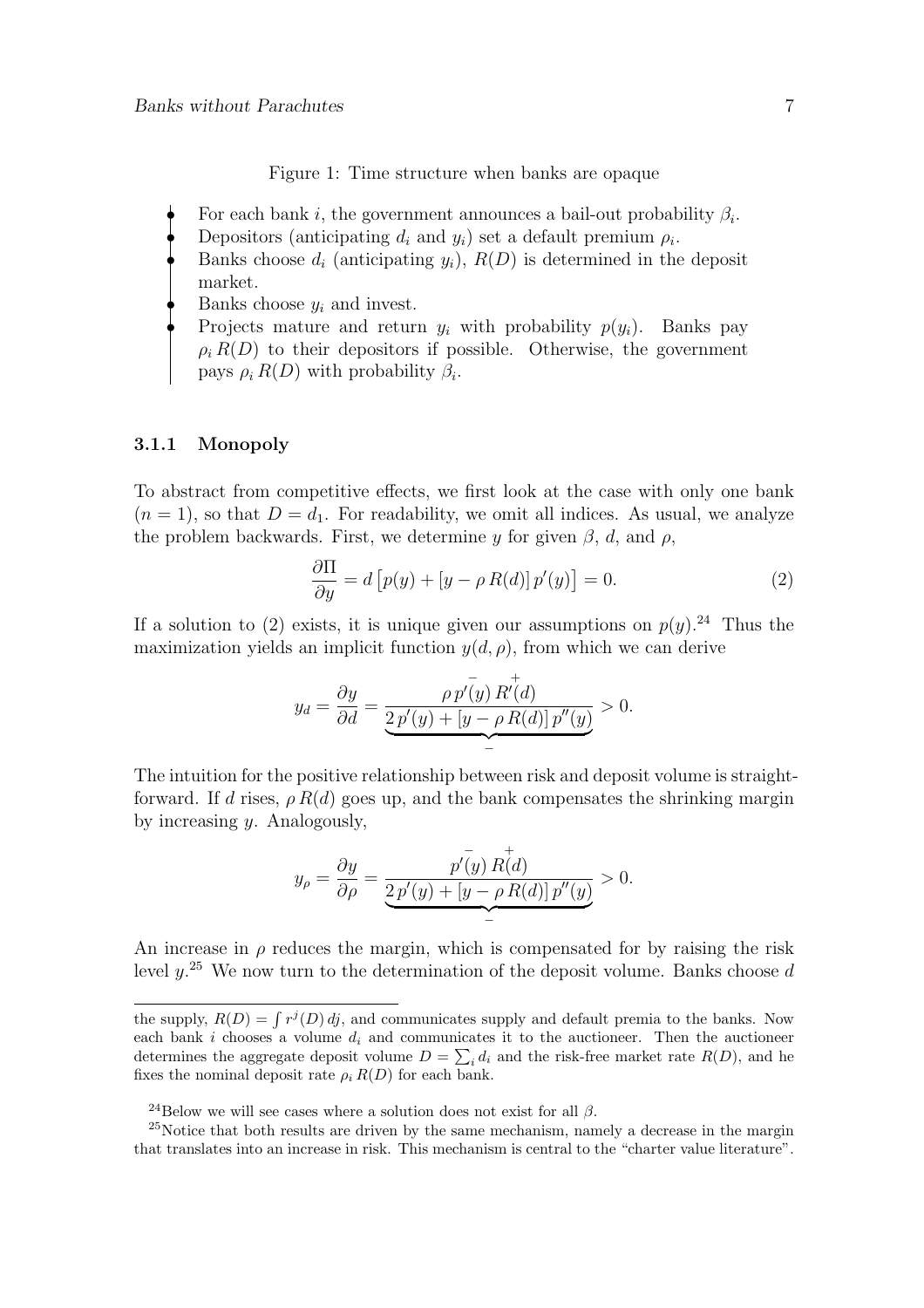Figure 1: Time structure when banks are opaque

- For each bank $i$, the government announces a bail-out probability $\beta_i$.
- Depositors (anticipating $d_i$ and $y_i$) set a default premium $\rho_i$.
- Banks choose $d_i$ (anticipating $y_i$), $R(D)$ is determined in the deposit market.
- Banks choose $y_i$ and invest.
- Projects mature and return $y_i$ with probability $p(y_i)$. Banks pay $\rho_i\, R(D)$ to their depositors if possible. Otherwise, the government pays $\rho_i\, R(D)$ with probability $\beta_i$.

### 3.1.1 Monopoly

To abstract from competitive effects, we first look at the case with only one bank ($n = 1$), so that $D = d_1$. For readability, we omit all indices. As usual, we analyze the problem backwards. First, we determine $y$ for given $\beta$, $d$, and $\rho$,

$$\frac{\partial \Pi}{\partial y} = d\left[p(y) + [y - \rho\, R(d)]\, p'(y)\right] = 0. \tag{2}$$

If a solution to (2) exists, it is unique given our assumptions on $p(y)$.[24] Thus the maximization yields an implicit function $y(d, \rho)$, from which we can derive

$$y_d = \frac{\partial y}{\partial d} = \frac{\rho\, \overset{-}{p'(y)}\, \overset{+}{R'(d)}}{\underbrace{2\, p'(y) + [y - \rho\, R(d)]\, p''(y)}_{-}} > 0.$$

The intuition for the positive relationship between risk and deposit volume is straightforward. If $d$ rises, $\rho\, R(d)$ goes up, and the bank compensates the shrinking margin by increasing $y$. Analogously,

$$y_\rho = \frac{\partial y}{\partial \rho} = \frac{\overset{-}{p'(y)}\, \overset{+}{R(d)}}{\underbrace{2\, p'(y) + [y - \rho\, R(d)]\, p''(y)}_{-}} > 0.$$

An increase in $\rho$ reduces the margin, which is compensated for by raising the risk level $y$.[25] We now turn to the determination of the deposit volume. Banks choose $d$

---

the supply, $R(D) = \int r^j(D)\, dj$, and communicates supply and default premia to the banks. Now each bank $i$ chooses a volume $d_i$ and communicates it to the auctioneer. Then the auctioneer determines the aggregate deposit volume $D = \sum_i d_i$ and the risk-free market rate $R(D)$, and he fixes the nominal deposit rate $\rho_i\, R(D)$ for each bank.

[24] Below we will see cases where a solution does not exist for all $\beta$.

[25] Notice that both results are driven by the same mechanism, namely a decrease in the margin that translates into an increase in risk. This mechanism is central to the "charter value literature".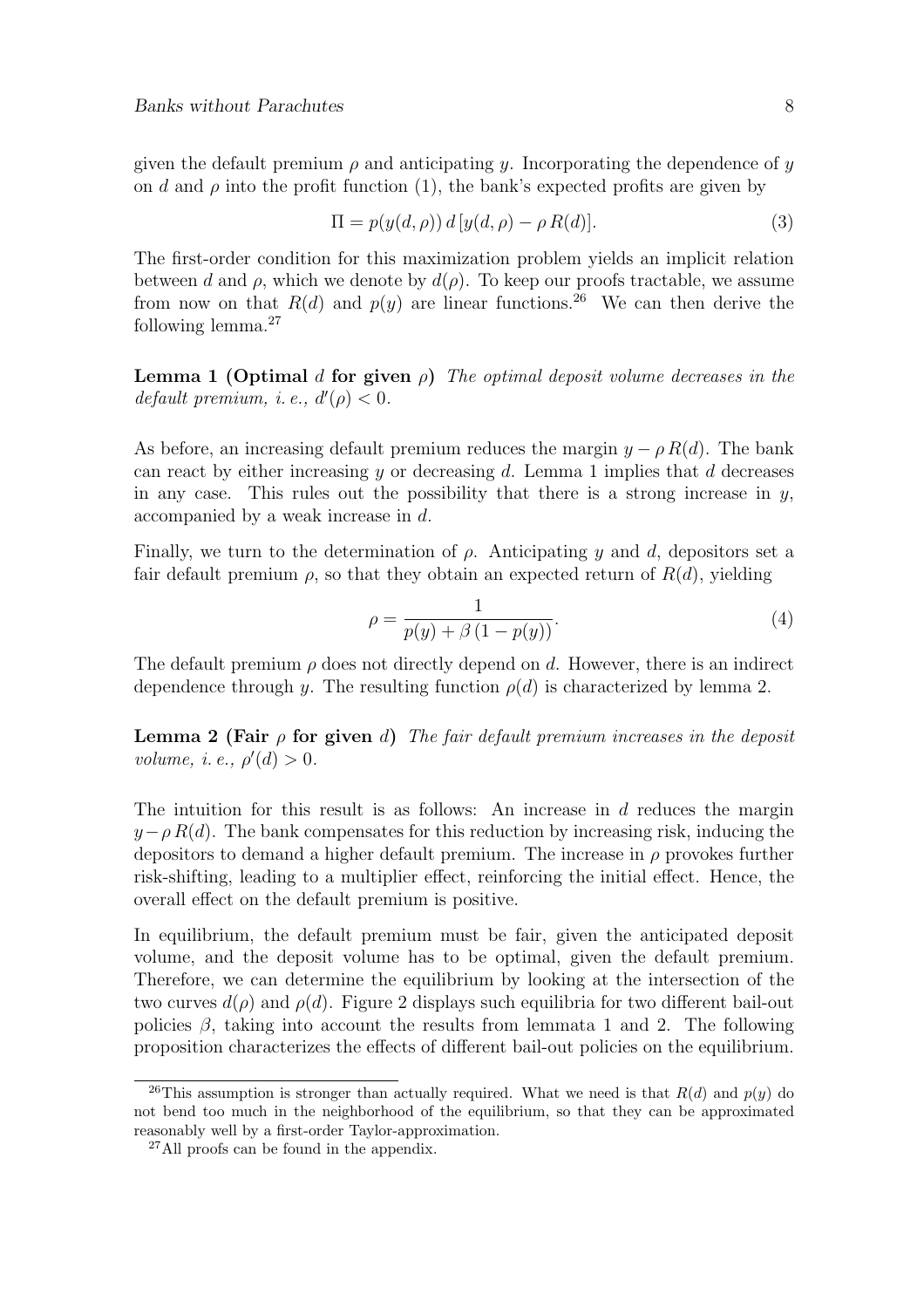given the default premium $\rho$ and anticipating $y$. Incorporating the dependence of $y$ on $d$ and $\rho$ into the profit function (1), the bank's expected profits are given by

$$\Pi = p(y(d, \rho))\, d\, [y(d, \rho) - \rho\, R(d)]. \tag{3}$$

The first-order condition for this maximization problem yields an implicit relation between $d$ and $\rho$, which we denote by $d(\rho)$. To keep our proofs tractable, we assume from now on that $R(d)$ and $p(y)$ are linear functions.[26] We can then derive the following lemma.[27]

**Lemma 1 (Optimal $d$ for given $\rho$)** *The optimal deposit volume decreases in the default premium, i. e., $d'(\rho) < 0$.*

As before, an increasing default premium reduces the margin $y - \rho\, R(d)$. The bank can react by either increasing $y$ or decreasing $d$. Lemma 1 implies that $d$ decreases in any case. This rules out the possibility that there is a strong increase in $y$, accompanied by a weak increase in $d$.

Finally, we turn to the determination of $\rho$. Anticipating $y$ and $d$, depositors set a fair default premium $\rho$, so that they obtain an expected return of $R(d)$, yielding

$$\rho = \frac{1}{p(y) + \beta\,(1 - p(y))}. \tag{4}$$

The default premium $\rho$ does not directly depend on $d$. However, there is an indirect dependence through $y$. The resulting function $\rho(d)$ is characterized by lemma 2.

**Lemma 2 (Fair $\rho$ for given $d$)** *The fair default premium increases in the deposit volume, i. e., $\rho'(d) > 0$.*

The intuition for this result is as follows: An increase in $d$ reduces the margin $y - \rho\, R(d)$. The bank compensates for this reduction by increasing risk, inducing the depositors to demand a higher default premium. The increase in $\rho$ provokes further risk-shifting, leading to a multiplier effect, reinforcing the initial effect. Hence, the overall effect on the default premium is positive.

In equilibrium, the default premium must be fair, given the anticipated deposit volume, and the deposit volume has to be optimal, given the default premium. Therefore, we can determine the equilibrium by looking at the intersection of the two curves $d(\rho)$ and $\rho(d)$. Figure 2 displays such equilibria for two different bail-out policies $\beta$, taking into account the results from lemmata 1 and 2. The following proposition characterizes the effects of different bail-out policies on the equilibrium.

---

[26] This assumption is stronger than actually required. What we need is that $R(d)$ and $p(y)$ do not bend too much in the neighborhood of the equilibrium, so that they can be approximated reasonably well by a first-order Taylor-approximation.

[27] All proofs can be found in the appendix.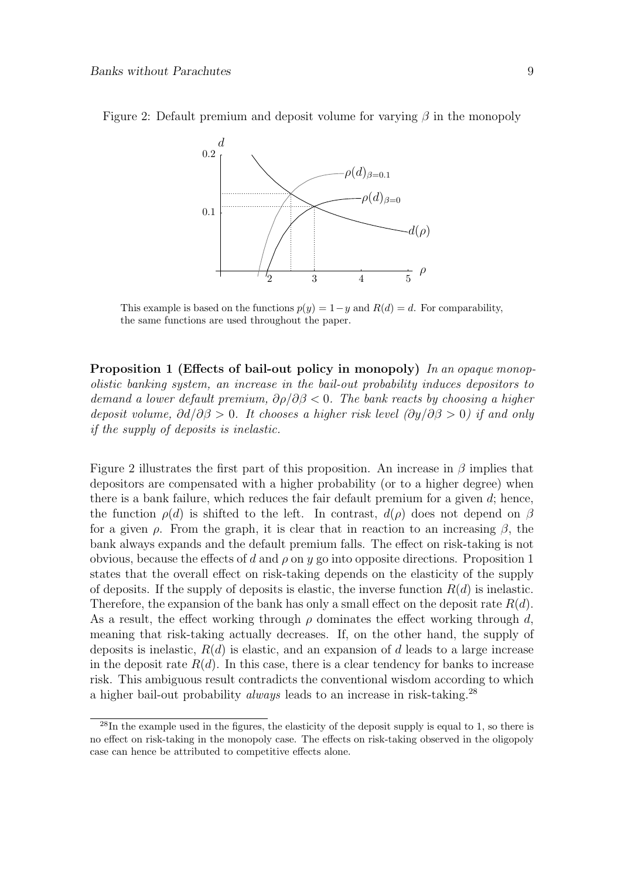Figure 2: Default premium and deposit volume for varying $\beta$ in the monopoly

This example is based on the functions $p(y) = 1 - y$ and $R(d) = d$. For comparability, the same functions are used throughout the paper.

**Proposition 1 (Effects of bail-out policy in monopoly)** *In an opaque monopolistic banking system, an increase in the bail-out probability induces depositors to demand a lower default premium, $\partial\rho/\partial\beta < 0$. The bank reacts by choosing a higher deposit volume, $\partial d/\partial\beta > 0$. It chooses a higher risk level ($\partial y/\partial\beta > 0$) if and only if the supply of deposits is inelastic.*

Figure 2 illustrates the first part of this proposition. An increase in $\beta$ implies that depositors are compensated with a higher probability (or to a higher degree) when there is a bank failure, which reduces the fair default premium for a given $d$; hence, the function $\rho(d)$ is shifted to the left. In contrast, $d(\rho)$ does not depend on $\beta$ for a given $\rho$. From the graph, it is clear that in reaction to an increasing $\beta$, the bank always expands and the default premium falls. The effect on risk-taking is not obvious, because the effects of $d$ and $\rho$ on $y$ go into opposite directions. Proposition 1 states that the overall effect on risk-taking depends on the elasticity of the supply of deposits. If the supply of deposits is elastic, the inverse function $R(d)$ is inelastic. Therefore, the expansion of the bank has only a small effect on the deposit rate $R(d)$. As a result, the effect working through $\rho$ dominates the effect working through $d$, meaning that risk-taking actually decreases. If, on the other hand, the supply of deposits is inelastic, $R(d)$ is elastic, and an expansion of $d$ leads to a large increase in the deposit rate $R(d)$. In this case, there is a clear tendency for banks to increase risk. This ambiguous result contradicts the conventional wisdom according to which a higher bail-out probability *always* leads to an increase in risk-taking.[28]

[28] In the example used in the figures, the elasticity of the deposit supply is equal to 1, so there is no effect on risk-taking in the monopoly case. The effects on risk-taking observed in the oligopoly case can hence be attributed to competitive effects alone.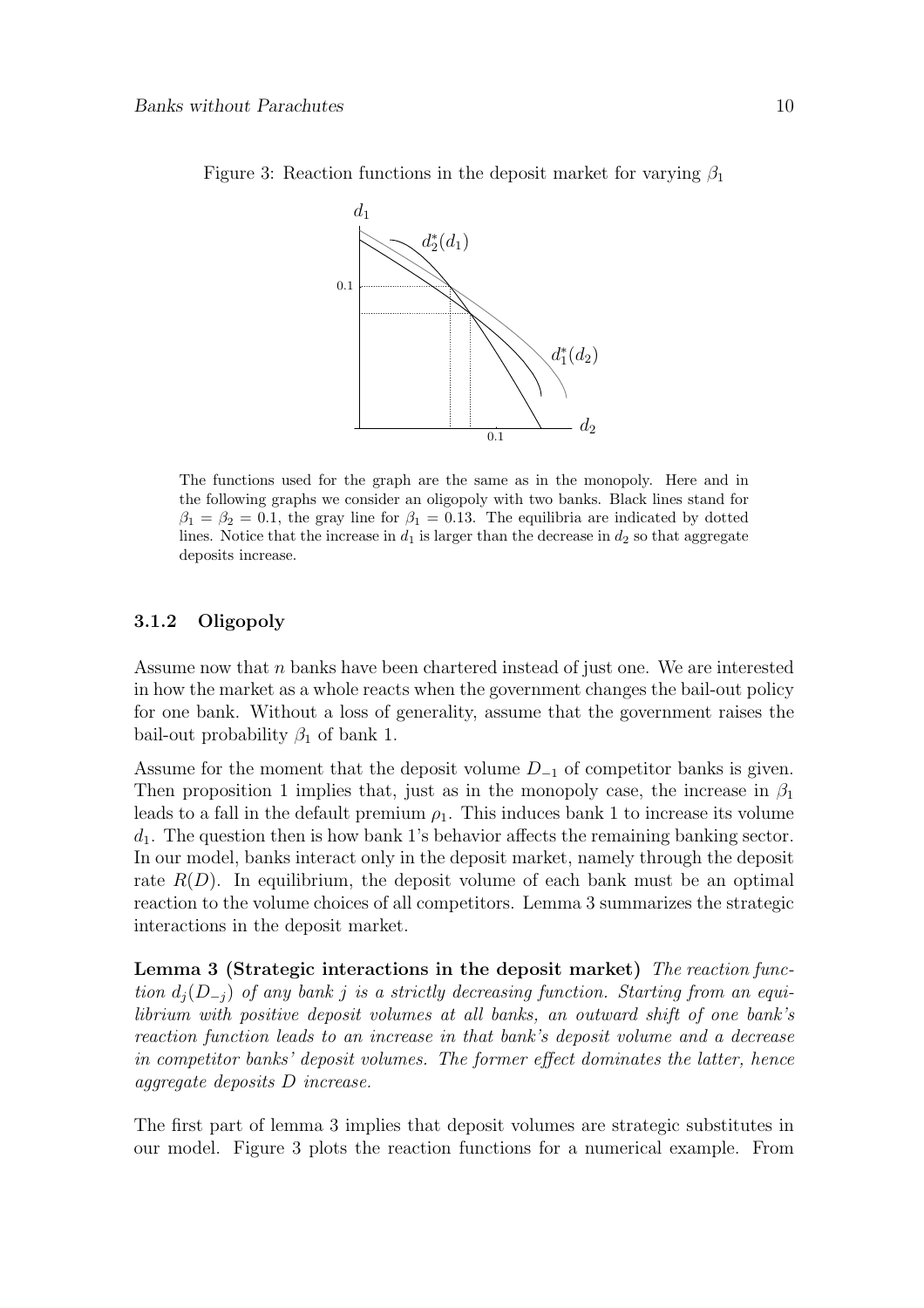Figure 3: Reaction functions in the deposit market for varying $\beta_1$

The functions used for the graph are the same as in the monopoly. Here and in the following graphs we consider an oligopoly with two banks. Black lines stand for $\beta_1 = \beta_2 = 0.1$, the gray line for $\beta_1 = 0.13$. The equilibria are indicated by dotted lines. Notice that the increase in $d_1$ is larger than the decrease in $d_2$ so that aggregate deposits increase.

### 3.1.2 Oligopoly

Assume now that $n$ banks have been chartered instead of just one. We are interested in how the market as a whole reacts when the government changes the bail-out policy for one bank. Without a loss of generality, assume that the government raises the bail-out probability $\beta_1$ of bank 1.

Assume for the moment that the deposit volume $D_{-1}$ of competitor banks is given. Then proposition 1 implies that, just as in the monopoly case, the increase in $\beta_1$ leads to a fall in the default premium $\rho_1$. This induces bank 1 to increase its volume $d_1$. The question then is how bank 1's behavior affects the remaining banking sector. In our model, banks interact only in the deposit market, namely through the deposit rate $R(D)$. In equilibrium, the deposit volume of each bank must be an optimal reaction to the volume choices of all competitors. Lemma 3 summarizes the strategic interactions in the deposit market.

**Lemma 3 (Strategic interactions in the deposit market)** *The reaction function $d_j(D_{-j})$ of any bank $j$ is a strictly decreasing function. Starting from an equilibrium with positive deposit volumes at all banks, an outward shift of one bank's reaction function leads to an increase in that bank's deposit volume and a decrease in competitor banks' deposit volumes. The former effect dominates the latter, hence aggregate deposits $D$ increase.*

The first part of lemma 3 implies that deposit volumes are strategic substitutes in our model. Figure 3 plots the reaction functions for a numerical example. From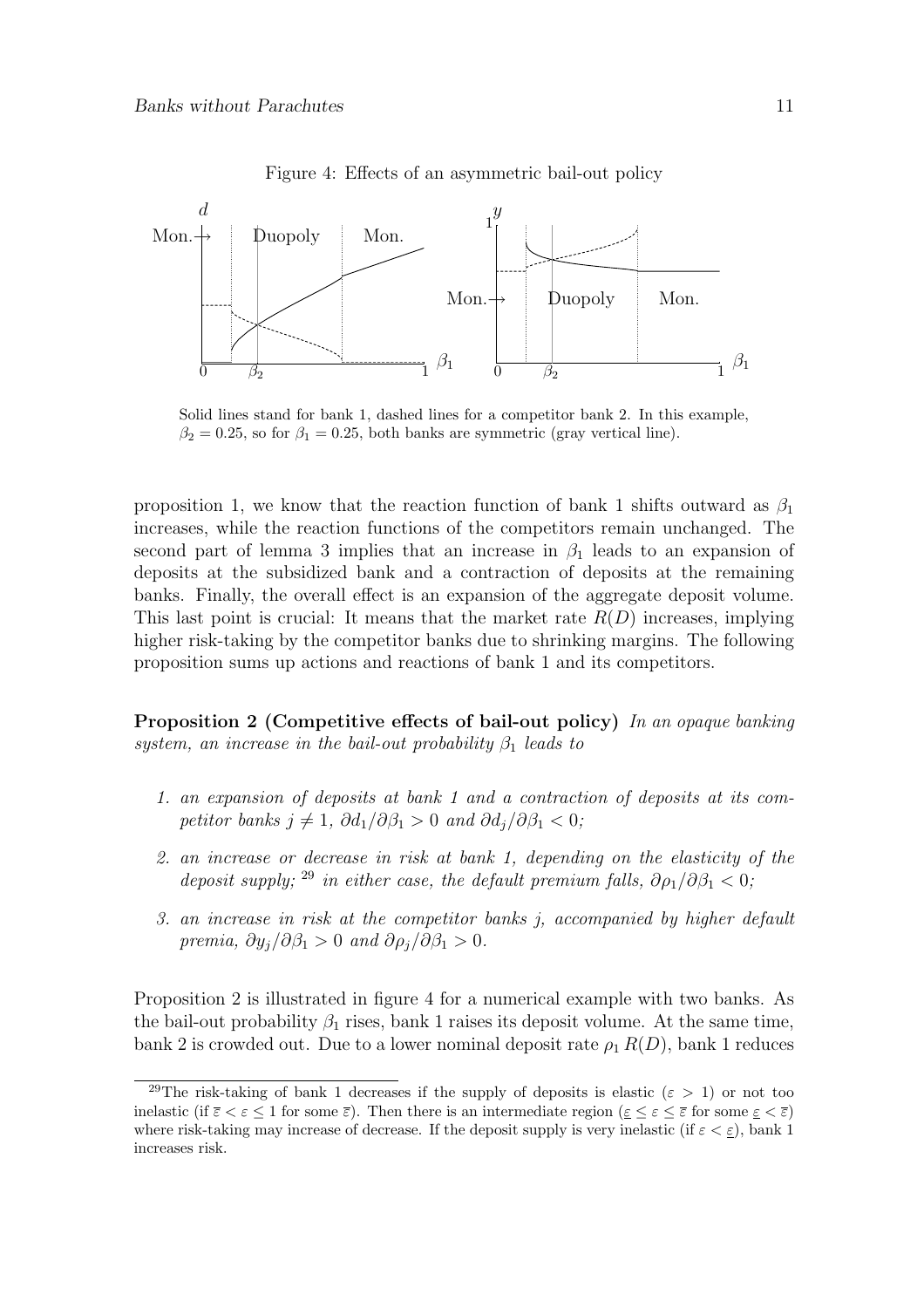Figure 4: Effects of an asymmetric bail-out policy

Solid lines stand for bank 1, dashed lines for a competitor bank 2. In this example, $\beta_2 = 0.25$, so for $\beta_1 = 0.25$, both banks are symmetric (gray vertical line).

proposition 1, we know that the reaction function of bank 1 shifts outward as $\beta_1$ increases, while the reaction functions of the competitors remain unchanged. The second part of lemma 3 implies that an increase in $\beta_1$ leads to an expansion of deposits at the subsidized bank and a contraction of deposits at the remaining banks. Finally, the overall effect is an expansion of the aggregate deposit volume. This last point is crucial: It means that the market rate $R(D)$ increases, implying higher risk-taking by the competitor banks due to shrinking margins. The following proposition sums up actions and reactions of bank 1 and its competitors.

**Proposition 2 (Competitive effects of bail-out policy)** *In an opaque banking system, an increase in the bail-out probability $\beta_1$ leads to*

1. *an expansion of deposits at bank 1 and a contraction of deposits at its competitor banks $j \neq 1$, $\partial d_1/\partial \beta_1 > 0$ and $\partial d_j/\partial \beta_1 < 0$;*
2. *an increase or decrease in risk at bank 1, depending on the elasticity of the deposit supply;* [29] *in either case, the default premium falls, $\partial \rho_1/\partial \beta_1 < 0$;*
3. *an increase in risk at the competitor banks $j$, accompanied by higher default premia, $\partial y_j/\partial \beta_1 > 0$ and $\partial \rho_j/\partial \beta_1 > 0$.*

Proposition 2 is illustrated in figure 4 for a numerical example with two banks. As the bail-out probability $\beta_1$ rises, bank 1 raises its deposit volume. At the same time, bank 2 is crowded out. Due to a lower nominal deposit rate $\rho_1 R(D)$, bank 1 reduces

[29] The risk-taking of bank 1 decreases if the supply of deposits is elastic ($\varepsilon > 1$) or not too inelastic (if $\overline{\varepsilon} < \varepsilon \leq 1$ for some $\overline{\varepsilon}$). Then there is an intermediate region ($\underline{\varepsilon} \leq \varepsilon \leq \overline{\varepsilon}$ for some $\underline{\varepsilon} < \overline{\varepsilon}$) where risk-taking may increase of decrease. If the deposit supply is very inelastic (if $\varepsilon < \underline{\varepsilon}$), bank 1 increases risk.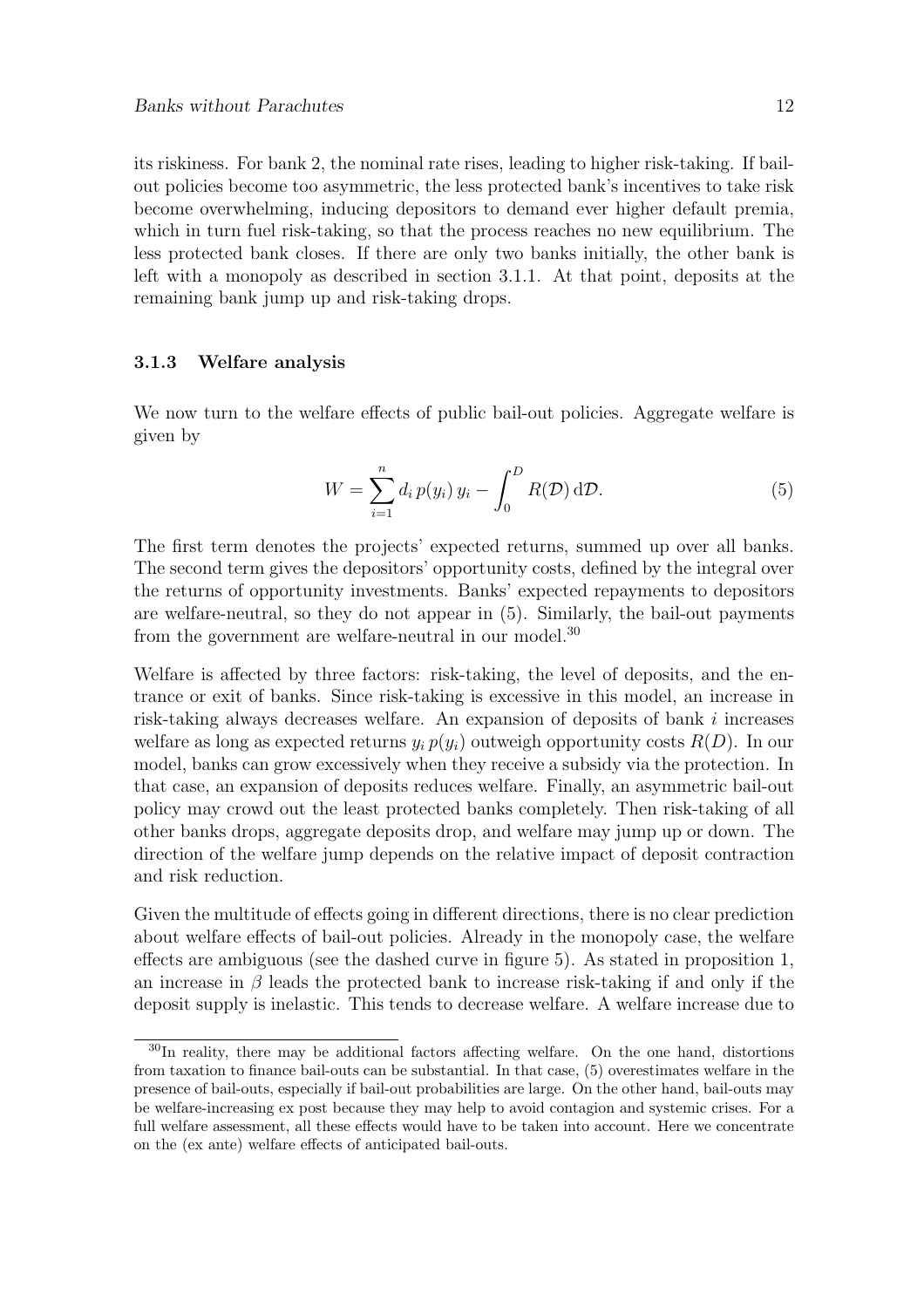its riskiness. For bank 2, the nominal rate rises, leading to higher risk-taking. If bail-out policies become too asymmetric, the less protected bank's incentives to take risk become overwhelming, inducing depositors to demand ever higher default premia, which in turn fuel risk-taking, so that the process reaches no new equilibrium. The less protected bank closes. If there are only two banks initially, the other bank is left with a monopoly as described in section 3.1.1. At that point, deposits at the remaining bank jump up and risk-taking drops.

### 3.1.3 Welfare analysis

We now turn to the welfare effects of public bail-out policies. Aggregate welfare is given by

$$W = \sum_{i=1}^{n} d_i \, p(y_i) \, y_i - \int_0^D R(\mathcal{D}) \, \mathrm{d}\mathcal{D}. \tag{5}$$

The first term denotes the projects' expected returns, summed up over all banks. The second term gives the depositors' opportunity costs, defined by the integral over the returns of opportunity investments. Banks' expected repayments to depositors are welfare-neutral, so they do not appear in (5). Similarly, the bail-out payments from the government are welfare-neutral in our model.[30]

Welfare is affected by three factors: risk-taking, the level of deposits, and the entrance or exit of banks. Since risk-taking is excessive in this model, an increase in risk-taking always decreases welfare. An expansion of deposits of bank $i$ increases welfare as long as expected returns $y_i \, p(y_i)$ outweigh opportunity costs $R(D)$. In our model, banks can grow excessively when they receive a subsidy via the protection. In that case, an expansion of deposits reduces welfare. Finally, an asymmetric bail-out policy may crowd out the least protected banks completely. Then risk-taking of all other banks drops, aggregate deposits drop, and welfare may jump up or down. The direction of the welfare jump depends on the relative impact of deposit contraction and risk reduction.

Given the multitude of effects going in different directions, there is no clear prediction about welfare effects of bail-out policies. Already in the monopoly case, the welfare effects are ambiguous (see the dashed curve in figure 5). As stated in proposition 1, an increase in $\beta$ leads the protected bank to increase risk-taking if and only if the deposit supply is inelastic. This tends to decrease welfare. A welfare increase due to

[30] In reality, there may be additional factors affecting welfare. On the one hand, distortions from taxation to finance bail-outs can be substantial. In that case, (5) overestimates welfare in the presence of bail-outs, especially if bail-out probabilities are large. On the other hand, bail-outs may be welfare-increasing ex post because they may help to avoid contagion and systemic crises. For a full welfare assessment, all these effects would have to be taken into account. Here we concentrate on the (ex ante) welfare effects of anticipated bail-outs.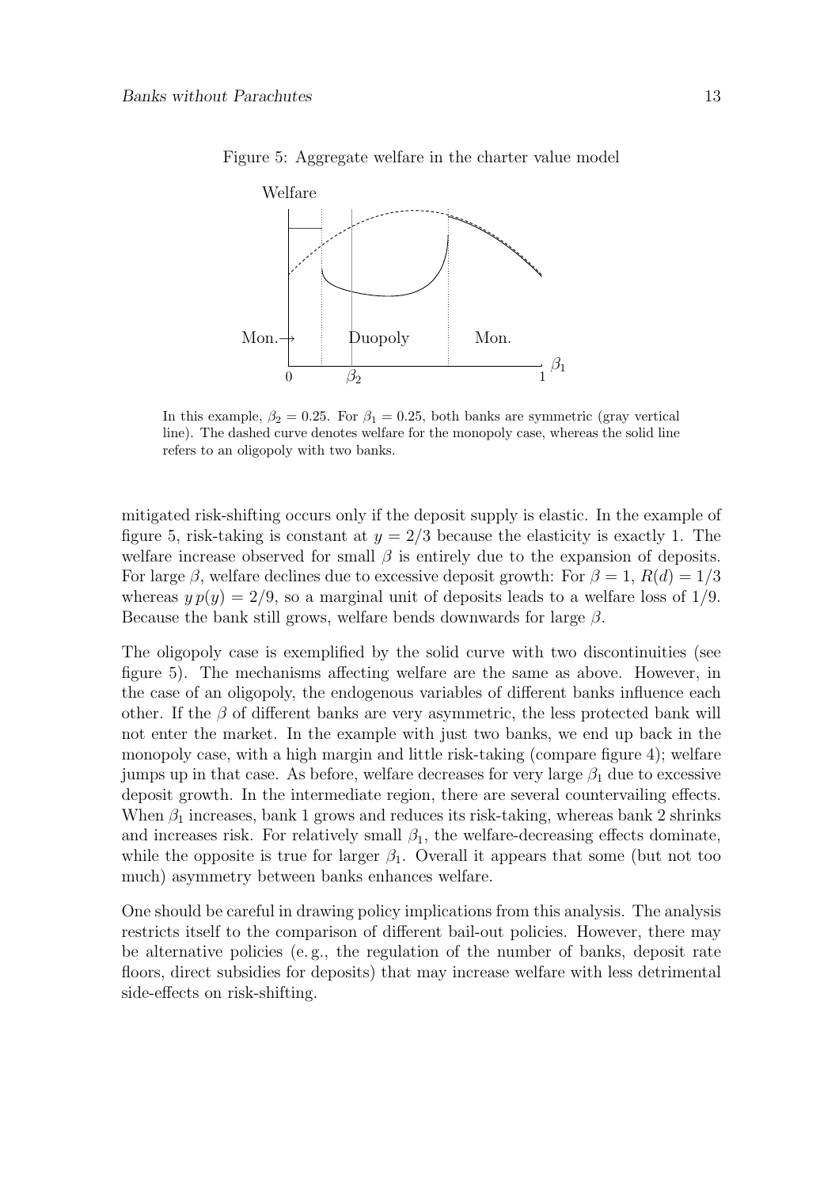Figure 5: Aggregate welfare in the charter value model

In this example, $\beta_2 = 0.25$. For $\beta_1 = 0.25$, both banks are symmetric (gray vertical line). The dashed curve denotes welfare for the monopoly case, whereas the solid line refers to an oligopoly with two banks.

mitigated risk-shifting occurs only if the deposit supply is elastic. In the example of figure 5, risk-taking is constant at $y = 2/3$ because the elasticity is exactly 1. The welfare increase observed for small $\beta$ is entirely due to the expansion of deposits. For large $\beta$, welfare declines due to excessive deposit growth: For $\beta = 1$, $R(d) = 1/3$ whereas $y\,p(y) = 2/9$, so a marginal unit of deposits leads to a welfare loss of $1/9$. Because the bank still grows, welfare bends downwards for large $\beta$.

The oligopoly case is exemplified by the solid curve with two discontinuities (see figure 5). The mechanisms affecting welfare are the same as above. However, in the case of an oligopoly, the endogenous variables of different banks influence each other. If the $\beta$ of different banks are very asymmetric, the less protected bank will not enter the market. In the example with just two banks, we end up back in the monopoly case, with a high margin and little risk-taking (compare figure 4); welfare jumps up in that case. As before, welfare decreases for very large $\beta_1$ due to excessive deposit growth. In the intermediate region, there are several countervailing effects. When $\beta_1$ increases, bank 1 grows and reduces its risk-taking, whereas bank 2 shrinks and increases risk. For relatively small $\beta_1$, the welfare-decreasing effects dominate, while the opposite is true for larger $\beta_1$. Overall it appears that some (but not too much) asymmetry between banks enhances welfare.

One should be careful in drawing policy implications from this analysis. The analysis restricts itself to the comparison of different bail-out policies. However, there may be alternative policies (e. g., the regulation of the number of banks, deposit rate floors, direct subsidies for deposits) that may increase welfare with less detrimental side-effects on risk-shifting.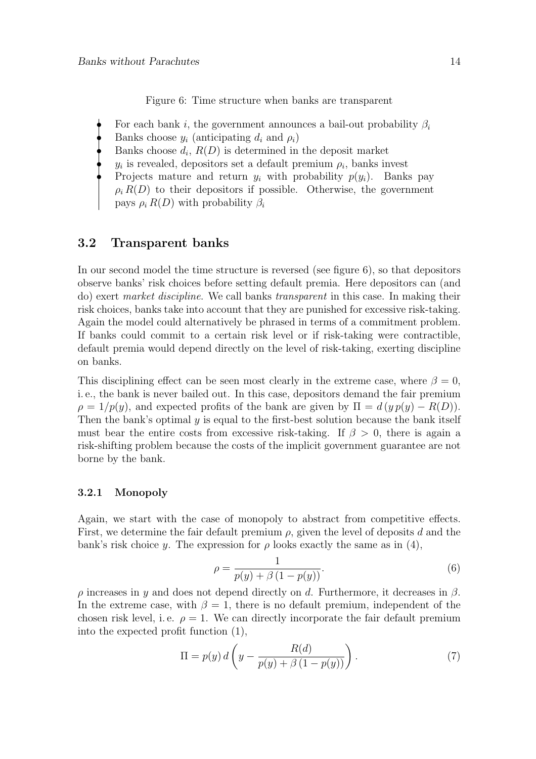Figure 6: Time structure when banks are transparent

- For each bank $i$, the government announces a bail-out probability $\beta_i$
- Banks choose $y_i$ (anticipating $d_i$ and $\rho_i$)
- Banks choose $d_i$, $R(D)$ is determined in the deposit market
- $y_i$ is revealed, depositors set a default premium $\rho_i$, banks invest
- Projects mature and return $y_i$ with probability $p(y_i)$. Banks pay $\rho_i\, R(D)$ to their depositors if possible. Otherwise, the government pays $\rho_i\, R(D)$ with probability $\beta_i$

## 3.2 Transparent banks

In our second model the time structure is reversed (see figure 6), so that depositors observe banks' risk choices before setting default premia. Here depositors can (and do) exert *market discipline*. We call banks *transparent* in this case. In making their risk choices, banks take into account that they are punished for excessive risk-taking. Again the model could alternatively be phrased in terms of a commitment problem. If banks could commit to a certain risk level or if risk-taking were contractible, default premia would depend directly on the level of risk-taking, exerting discipline on banks.

This disciplining effect can be seen most clearly in the extreme case, where $\beta = 0$, i. e., the bank is never bailed out. In this case, depositors demand the fair premium $\rho = 1/p(y)$, and expected profits of the bank are given by $\Pi = d\,(y\,p(y) - R(D))$. Then the bank's optimal $y$ is equal to the first-best solution because the bank itself must bear the entire costs from excessive risk-taking. If $\beta > 0$, there is again a risk-shifting problem because the costs of the implicit government guarantee are not borne by the bank.

### 3.2.1 Monopoly

Again, we start with the case of monopoly to abstract from competitive effects. First, we determine the fair default premium $\rho$, given the level of deposits $d$ and the bank's risk choice $y$. The expression for $\rho$ looks exactly the same as in (4),

$$\rho = \frac{1}{p(y) + \beta\,(1 - p(y))}. \tag{6}$$

$\rho$ increases in $y$ and does not depend directly on $d$. Furthermore, it decreases in $\beta$. In the extreme case, with $\beta = 1$, there is no default premium, independent of the chosen risk level, i. e. $\rho = 1$. We can directly incorporate the fair default premium into the expected profit function (1),

$$\Pi = p(y)\,d\left(y - \frac{R(d)}{p(y) + \beta\,(1 - p(y))}\right). \tag{7}$$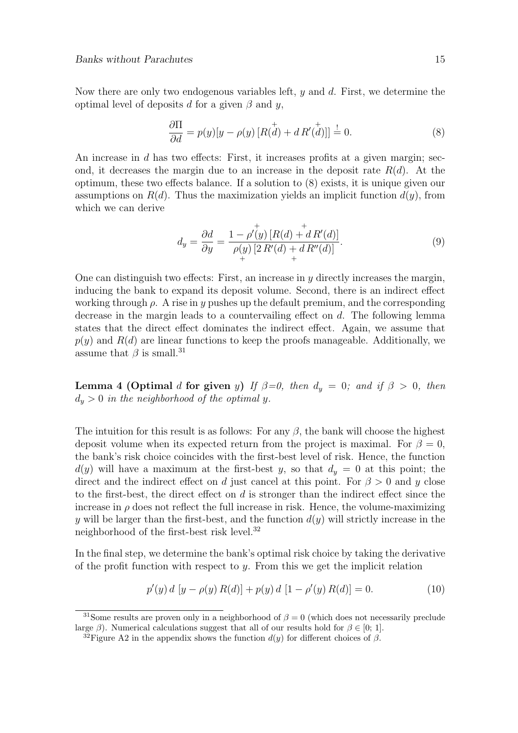Now there are only two endogenous variables left, $y$ and $d$. First, we determine the optimal level of deposits $d$ for a given $\beta$ and $y$,

$$\frac{\partial \Pi}{\partial d} = p(y)[y - \rho(y)\,[\overset{+}{R(d)} + d\,\overset{+}{R'(d)}]] \overset{!}{=} 0. \tag{8}$$

An increase in $d$ has two effects: First, it increases profits at a given margin; second, it decreases the margin due to an increase in the deposit rate $R(d)$. At the optimum, these two effects balance. If a solution to (8) exists, it is unique given our assumptions on $R(d)$. Thus the maximization yields an implicit function $d(y)$, from which we can derive

$$d_y = \frac{\partial d}{\partial y} = \frac{1 - \overset{+}{\rho'(y)}\,[R(d) + \overset{+}{d\,R'(d)}]}{\underset{+}{\rho(y)}\,[2\,R'(d) + \underset{+}{d\,R''(d)}]}. \tag{9}$$

One can distinguish two effects: First, an increase in $y$ directly increases the margin, inducing the bank to expand its deposit volume. Second, there is an indirect effect working through $\rho$. A rise in $y$ pushes up the default premium, and the corresponding decrease in the margin leads to a countervailing effect on $d$. The following lemma states that the direct effect dominates the indirect effect. Again, we assume that $p(y)$ and $R(d)$ are linear functions to keep the proofs manageable. Additionally, we assume that $\beta$ is small.[31]

**Lemma 4 (Optimal $d$ for given $y$)** *If $\beta$=0, then $d_y = 0$; and if $\beta > 0$, then $d_y > 0$ in the neighborhood of the optimal $y$.*

The intuition for this result is as follows: For any $\beta$, the bank will choose the highest deposit volume when its expected return from the project is maximal. For $\beta = 0$, the bank's risk choice coincides with the first-best level of risk. Hence, the function $d(y)$ will have a maximum at the first-best $y$, so that $d_y = 0$ at this point; the direct and the indirect effect on $d$ just cancel at this point. For $\beta > 0$ and $y$ close to the first-best, the direct effect on $d$ is stronger than the indirect effect since the increase in $\rho$ does not reflect the full increase in risk. Hence, the volume-maximizing $y$ will be larger than the first-best, and the function $d(y)$ will strictly increase in the neighborhood of the first-best risk level.[32]

In the final step, we determine the bank's optimal risk choice by taking the derivative of the profit function with respect to $y$. From this we get the implicit relation

$$p'(y)\,d\,[y - \rho(y)\,R(d)] + p(y)\,d\,[1 - \rho'(y)\,R(d)] = 0. \tag{10}$$

[31] Some results are proven only in a neighborhood of $\beta = 0$ (which does not necessarily preclude large $\beta$). Numerical calculations suggest that all of our results hold for $\beta \in [0; 1]$.

[32] Figure A2 in the appendix shows the function $d(y)$ for different choices of $\beta$.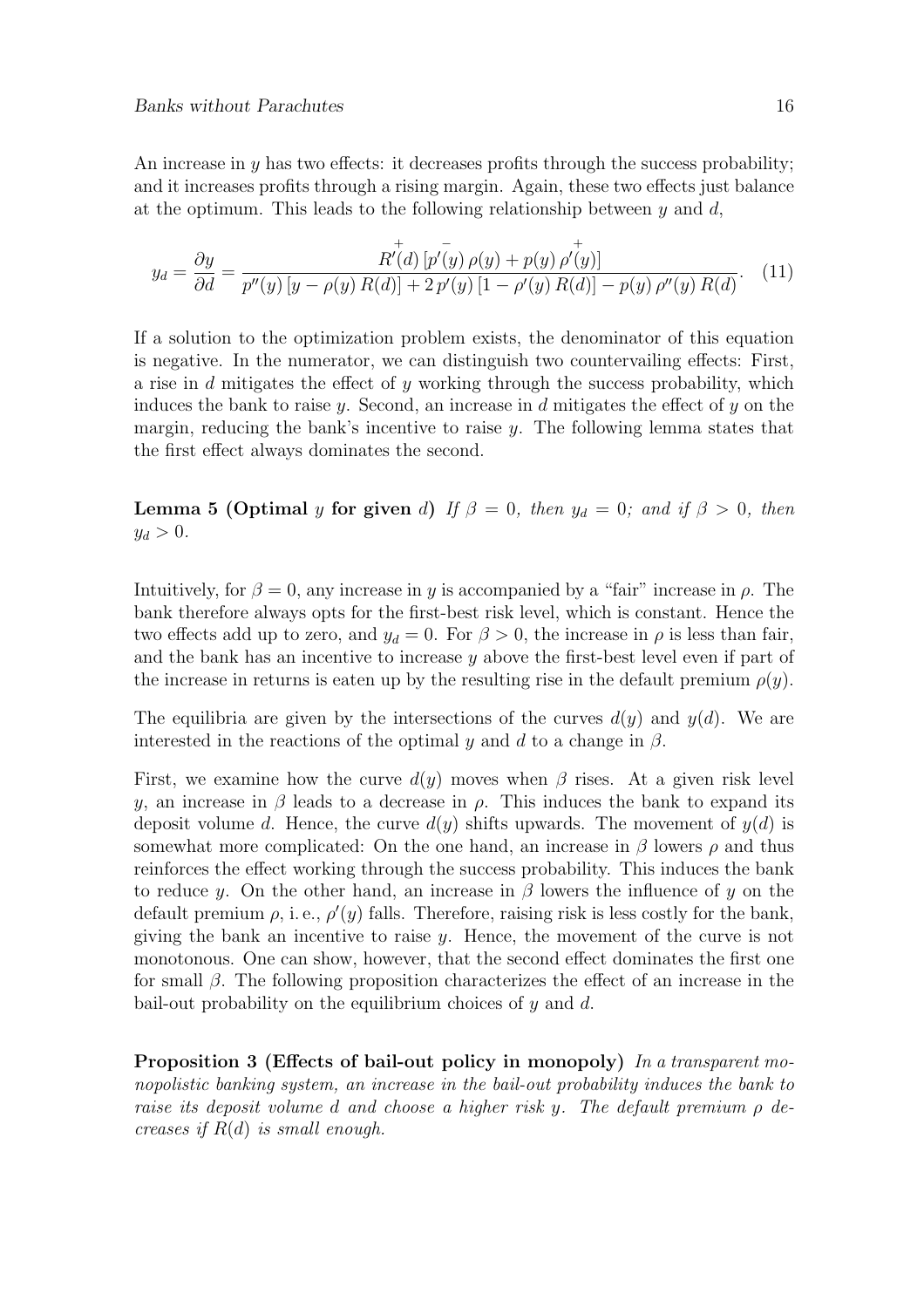An increase in $y$ has two effects: it decreases profits through the success probability; and it increases profits through a rising margin. Again, these two effects just balance at the optimum. This leads to the following relationship between $y$ and $d$,

$$y_d = \frac{\partial y}{\partial d} = \frac{\overset{+}{R'(d)}\,[\overset{-}{p'(y)}\,\rho(y) + p(y)\,\overset{+}{\rho'(y)}]}{p''(y)\,[y - \rho(y)\,R(d)] + 2\,p'(y)\,[1 - \rho'(y)\,R(d)] - p(y)\,\rho''(y)\,R(d)}. \quad (11)$$

If a solution to the optimization problem exists, the denominator of this equation is negative. In the numerator, we can distinguish two countervailing effects: First, a rise in $d$ mitigates the effect of $y$ working through the success probability, which induces the bank to raise $y$. Second, an increase in $d$ mitigates the effect of $y$ on the margin, reducing the bank's incentive to raise $y$. The following lemma states that the first effect always dominates the second.

**Lemma 5 (Optimal $y$ for given $d$)** *If $\beta = 0$, then $y_d = 0$; and if $\beta > 0$, then $y_d > 0$.*

Intuitively, for $\beta = 0$, any increase in $y$ is accompanied by a "fair" increase in $\rho$. The bank therefore always opts for the first-best risk level, which is constant. Hence the two effects add up to zero, and $y_d = 0$. For $\beta > 0$, the increase in $\rho$ is less than fair, and the bank has an incentive to increase $y$ above the first-best level even if part of the increase in returns is eaten up by the resulting rise in the default premium $\rho(y)$.

The equilibria are given by the intersections of the curves $d(y)$ and $y(d)$. We are interested in the reactions of the optimal $y$ and $d$ to a change in $\beta$.

First, we examine how the curve $d(y)$ moves when $\beta$ rises. At a given risk level $y$, an increase in $\beta$ leads to a decrease in $\rho$. This induces the bank to expand its deposit volume $d$. Hence, the curve $d(y)$ shifts upwards. The movement of $y(d)$ is somewhat more complicated: On the one hand, an increase in $\beta$ lowers $\rho$ and thus reinforces the effect working through the success probability. This induces the bank to reduce $y$. On the other hand, an increase in $\beta$ lowers the influence of $y$ on the default premium $\rho$, i. e., $\rho'(y)$ falls. Therefore, raising risk is less costly for the bank, giving the bank an incentive to raise $y$. Hence, the movement of the curve is not monotonous. One can show, however, that the second effect dominates the first one for small $\beta$. The following proposition characterizes the effect of an increase in the bail-out probability on the equilibrium choices of $y$ and $d$.

**Proposition 3 (Effects of bail-out policy in monopoly)** *In a transparent monopolistic banking system, an increase in the bail-out probability induces the bank to raise its deposit volume $d$ and choose a higher risk $y$. The default premium $\rho$ decreases if $R(d)$ is small enough.*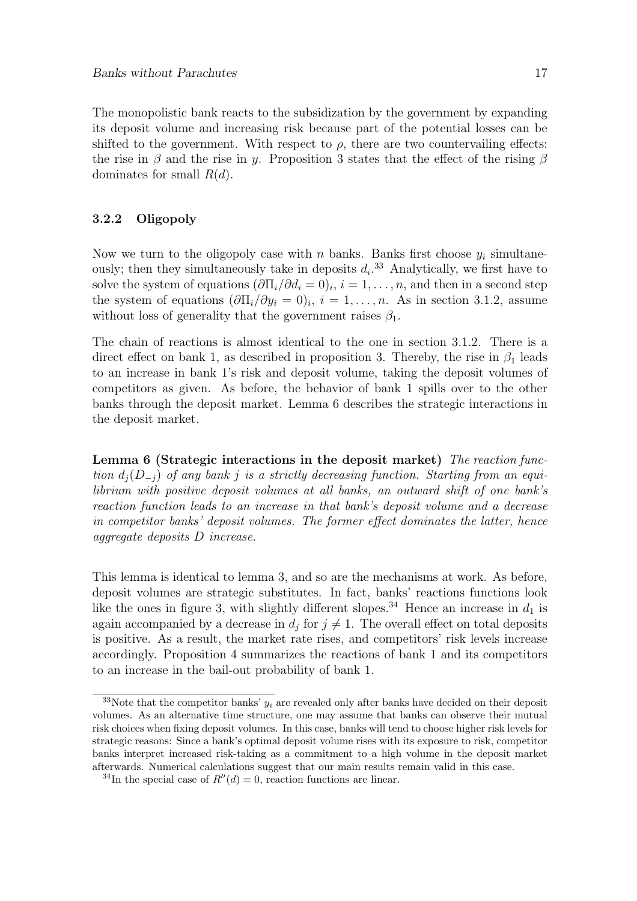The monopolistic bank reacts to the subsidization by the government by expanding its deposit volume and increasing risk because part of the potential losses can be shifted to the government. With respect to $\rho$, there are two countervailing effects: the rise in $\beta$ and the rise in $y$. Proposition 3 states that the effect of the rising $\beta$ dominates for small $R(d)$.

### 3.2.2 Oligopoly

Now we turn to the oligopoly case with $n$ banks. Banks first choose $y_i$ simultaneously; then they simultaneously take in deposits $d_i$.[33] Analytically, we first have to solve the system of equations $(\partial \Pi_i / \partial d_i = 0)_i$, $i = 1, \ldots, n$, and then in a second step the system of equations $(\partial \Pi_i / \partial y_i = 0)_i$, $i = 1, \ldots, n$. As in section 3.1.2, assume without loss of generality that the government raises $\beta_1$.

The chain of reactions is almost identical to the one in section 3.1.2. There is a direct effect on bank 1, as described in proposition 3. Thereby, the rise in $\beta_1$ leads to an increase in bank 1's risk and deposit volume, taking the deposit volumes of competitors as given. As before, the behavior of bank 1 spills over to the other banks through the deposit market. Lemma 6 describes the strategic interactions in the deposit market.

**Lemma 6 (Strategic interactions in the deposit market)** *The reaction function $d_j(D_{-j})$ of any bank $j$ is a strictly decreasing function. Starting from an equilibrium with positive deposit volumes at all banks, an outward shift of one bank's reaction function leads to an increase in that bank's deposit volume and a decrease in competitor banks' deposit volumes. The former effect dominates the latter, hence aggregate deposits $D$ increase.*

This lemma is identical to lemma 3, and so are the mechanisms at work. As before, deposit volumes are strategic substitutes. In fact, banks' reactions functions look like the ones in figure 3, with slightly different slopes.[34] Hence an increase in $d_1$ is again accompanied by a decrease in $d_j$ for $j \neq 1$. The overall effect on total deposits is positive. As a result, the market rate rises, and competitors' risk levels increase accordingly. Proposition 4 summarizes the reactions of bank 1 and its competitors to an increase in the bail-out probability of bank 1.

---

[33] Note that the competitor banks' $y_i$ are revealed only after banks have decided on their deposit volumes. As an alternative time structure, one may assume that banks can observe their mutual risk choices when fixing deposit volumes. In this case, banks will tend to choose higher risk levels for strategic reasons: Since a bank's optimal deposit volume rises with its exposure to risk, competitor banks interpret increased risk-taking as a commitment to a high volume in the deposit market afterwards. Numerical calculations suggest that our main results remain valid in this case.

[34] In the special case of $R''(d) = 0$, reaction functions are linear.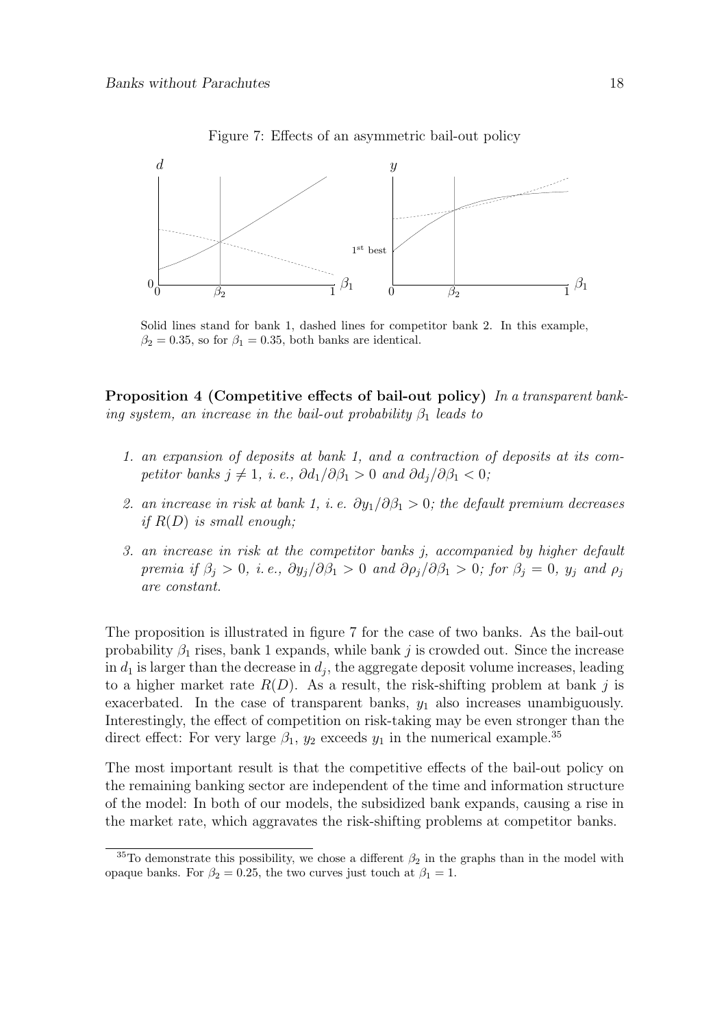Figure 7: Effects of an asymmetric bail-out policy

Solid lines stand for bank 1, dashed lines for competitor bank 2. In this example, $\beta_2 = 0.35$, so for $\beta_1 = 0.35$, both banks are identical.

**Proposition 4 (Competitive effects of bail-out policy)** *In a transparent banking system, an increase in the bail-out probability $\beta_1$ leads to*

1. *an expansion of deposits at bank 1, and a contraction of deposits at its competitor banks $j \neq 1$, i. e., $\partial d_1/\partial \beta_1 > 0$ and $\partial d_j/\partial \beta_1 < 0$;*
2. *an increase in risk at bank 1, i. e. $\partial y_1/\partial \beta_1 > 0$; the default premium decreases if $R(D)$ is small enough;*
3. *an increase in risk at the competitor banks $j$, accompanied by higher default premia if $\beta_j > 0$, i. e., $\partial y_j/\partial \beta_1 > 0$ and $\partial \rho_j/\partial \beta_1 > 0$; for $\beta_j = 0$, $y_j$ and $\rho_j$ are constant.*

The proposition is illustrated in figure 7 for the case of two banks. As the bail-out probability $\beta_1$ rises, bank 1 expands, while bank $j$ is crowded out. Since the increase in $d_1$ is larger than the decrease in $d_j$, the aggregate deposit volume increases, leading to a higher market rate $R(D)$. As a result, the risk-shifting problem at bank $j$ is exacerbated. In the case of transparent banks, $y_1$ also increases unambiguously. Interestingly, the effect of competition on risk-taking may be even stronger than the direct effect: For very large $\beta_1$, $y_2$ exceeds $y_1$ in the numerical example.[35]

The most important result is that the competitive effects of the bail-out policy on the remaining banking sector are independent of the time and information structure of the model: In both of our models, the subsidized bank expands, causing a rise in the market rate, which aggravates the risk-shifting problems at competitor banks.

[35] To demonstrate this possibility, we chose a different $\beta_2$ in the graphs than in the model with opaque banks. For $\beta_2 = 0.25$, the two curves just touch at $\beta_1 = 1$.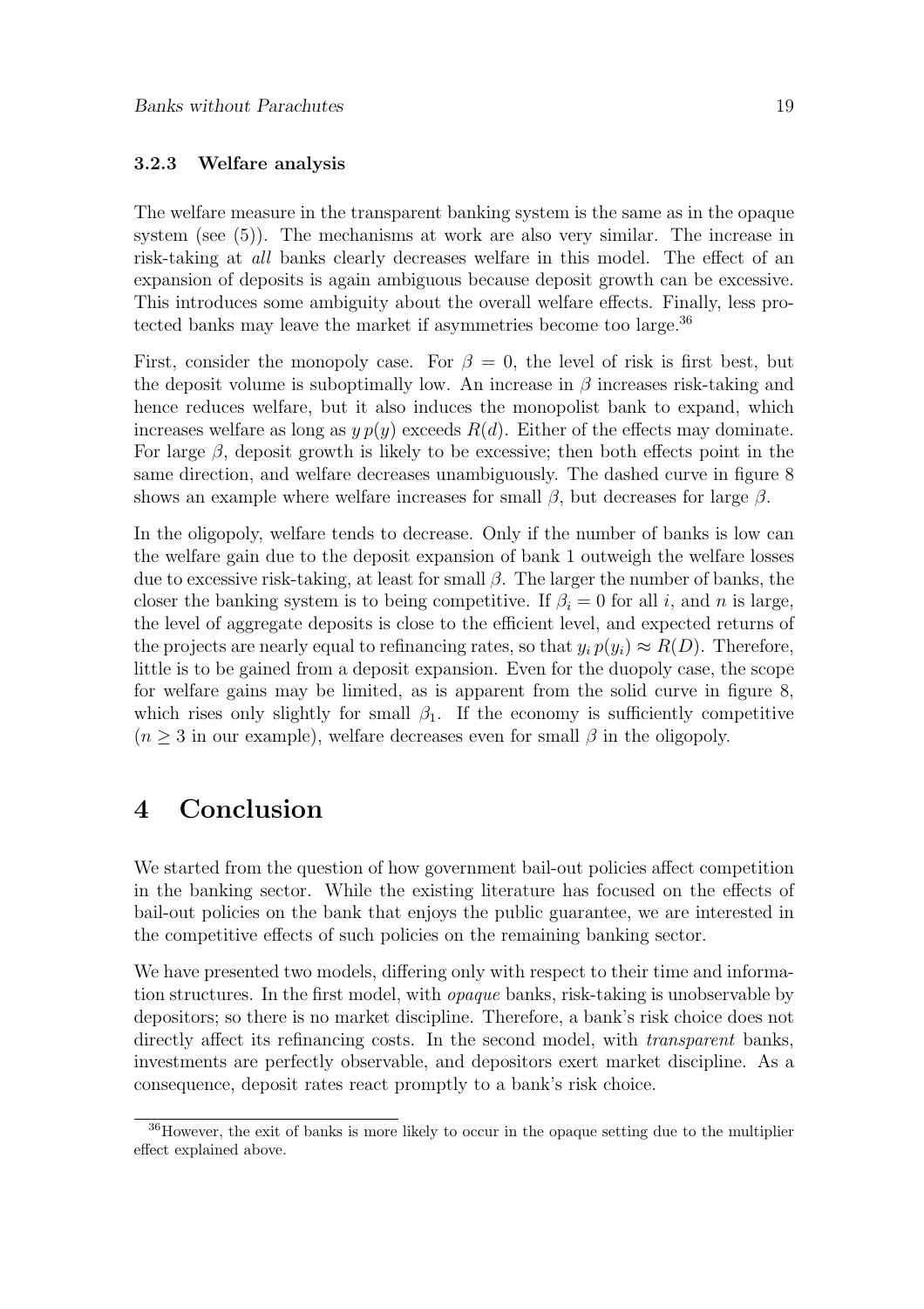### 3.2.3 Welfare analysis

The welfare measure in the transparent banking system is the same as in the opaque system (see (5)). The mechanisms at work are also very similar. The increase in risk-taking at *all* banks clearly decreases welfare in this model. The effect of an expansion of deposits is again ambiguous because deposit growth can be excessive. This introduces some ambiguity about the overall welfare effects. Finally, less protected banks may leave the market if asymmetries become too large.[36]

First, consider the monopoly case. For $\beta = 0$, the level of risk is first best, but the deposit volume is suboptimally low. An increase in $\beta$ increases risk-taking and hence reduces welfare, but it also induces the monopolist bank to expand, which increases welfare as long as $y\,p(y)$ exceeds $R(d)$. Either of the effects may dominate. For large $\beta$, deposit growth is likely to be excessive; then both effects point in the same direction, and welfare decreases unambiguously. The dashed curve in figure 8 shows an example where welfare increases for small $\beta$, but decreases for large $\beta$.

In the oligopoly, welfare tends to decrease. Only if the number of banks is low can the welfare gain due to the deposit expansion of bank 1 outweigh the welfare losses due to excessive risk-taking, at least for small $\beta$. The larger the number of banks, the closer the banking system is to being competitive. If $\beta_i = 0$ for all $i$, and $n$ is large, the level of aggregate deposits is close to the efficient level, and expected returns of the projects are nearly equal to refinancing rates, so that $y_i\,p(y_i) \approx R(D)$. Therefore, little is to be gained from a deposit expansion. Even for the duopoly case, the scope for welfare gains may be limited, as is apparent from the solid curve in figure 8, which rises only slightly for small $\beta_1$. If the economy is sufficiently competitive ($n \geq 3$ in our example), welfare decreases even for small $\beta$ in the oligopoly.

# 4 Conclusion

We started from the question of how government bail-out policies affect competition in the banking sector. While the existing literature has focused on the effects of bail-out policies on the bank that enjoys the public guarantee, we are interested in the competitive effects of such policies on the remaining banking sector.

We have presented two models, differing only with respect to their time and information structures. In the first model, with *opaque* banks, risk-taking is unobservable by depositors; so there is no market discipline. Therefore, a bank's risk choice does not directly affect its refinancing costs. In the second model, with *transparent* banks, investments are perfectly observable, and depositors exert market discipline. As a consequence, deposit rates react promptly to a bank's risk choice.

[36]However, the exit of banks is more likely to occur in the opaque setting due to the multiplier effect explained above.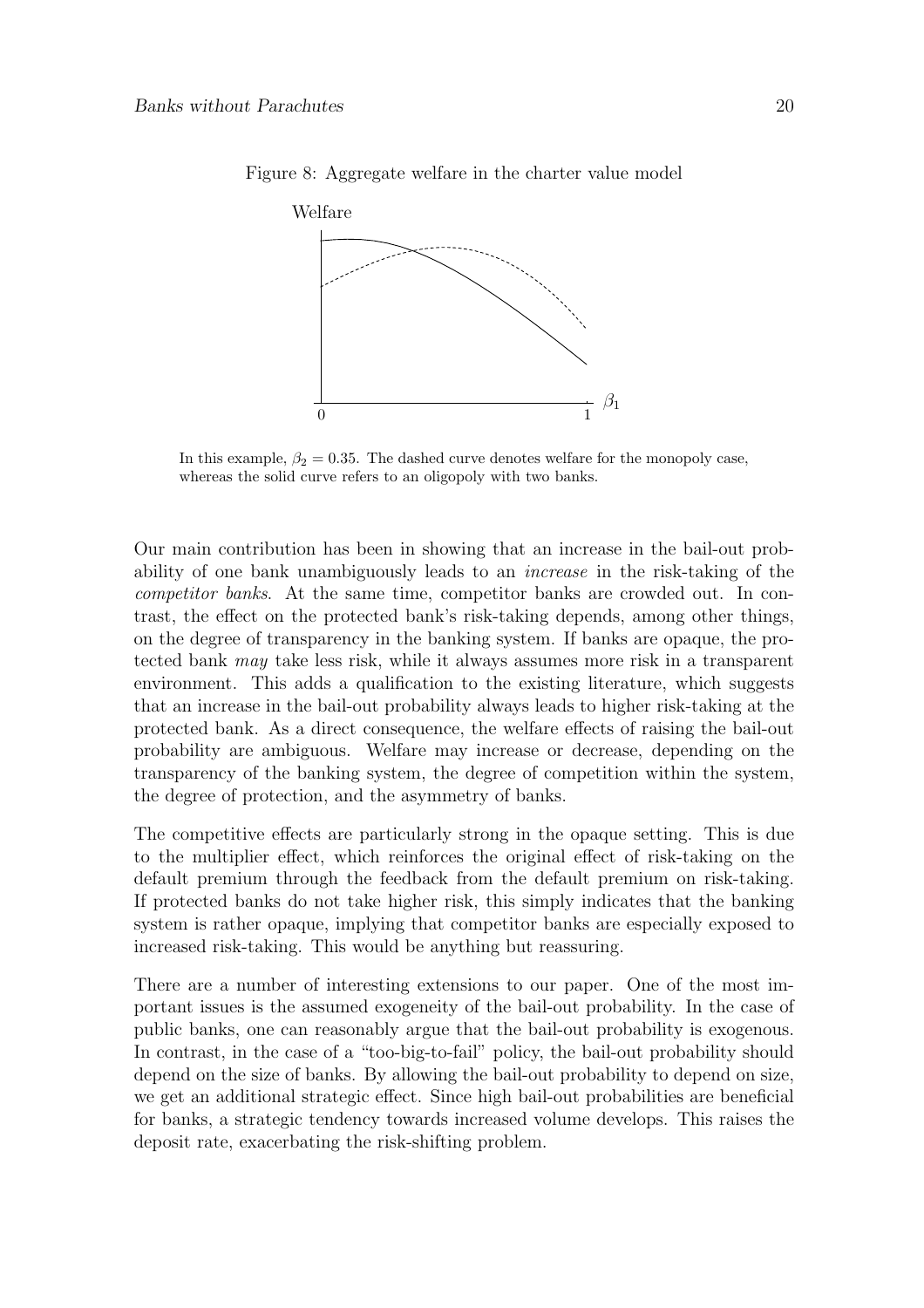Figure 8: Aggregate welfare in the charter value model

In this example, $\beta_2 = 0.35$. The dashed curve denotes welfare for the monopoly case, whereas the solid curve refers to an oligopoly with two banks.

Our main contribution has been in showing that an increase in the bail-out probability of one bank unambiguously leads to an *increase* in the risk-taking of the *competitor banks*. At the same time, competitor banks are crowded out. In contrast, the effect on the protected bank's risk-taking depends, among other things, on the degree of transparency in the banking system. If banks are opaque, the protected bank *may* take less risk, while it always assumes more risk in a transparent environment. This adds a qualification to the existing literature, which suggests that an increase in the bail-out probability always leads to higher risk-taking at the protected bank. As a direct consequence, the welfare effects of raising the bail-out probability are ambiguous. Welfare may increase or decrease, depending on the transparency of the banking system, the degree of competition within the system, the degree of protection, and the asymmetry of banks.

The competitive effects are particularly strong in the opaque setting. This is due to the multiplier effect, which reinforces the original effect of risk-taking on the default premium through the feedback from the default premium on risk-taking. If protected banks do not take higher risk, this simply indicates that the banking system is rather opaque, implying that competitor banks are especially exposed to increased risk-taking. This would be anything but reassuring.

There are a number of interesting extensions to our paper. One of the most important issues is the assumed exogeneity of the bail-out probability. In the case of public banks, one can reasonably argue that the bail-out probability is exogenous. In contrast, in the case of a "too-big-to-fail" policy, the bail-out probability should depend on the size of banks. By allowing the bail-out probability to depend on size, we get an additional strategic effect. Since high bail-out probabilities are beneficial for banks, a strategic tendency towards increased volume develops. This raises the deposit rate, exacerbating the risk-shifting problem.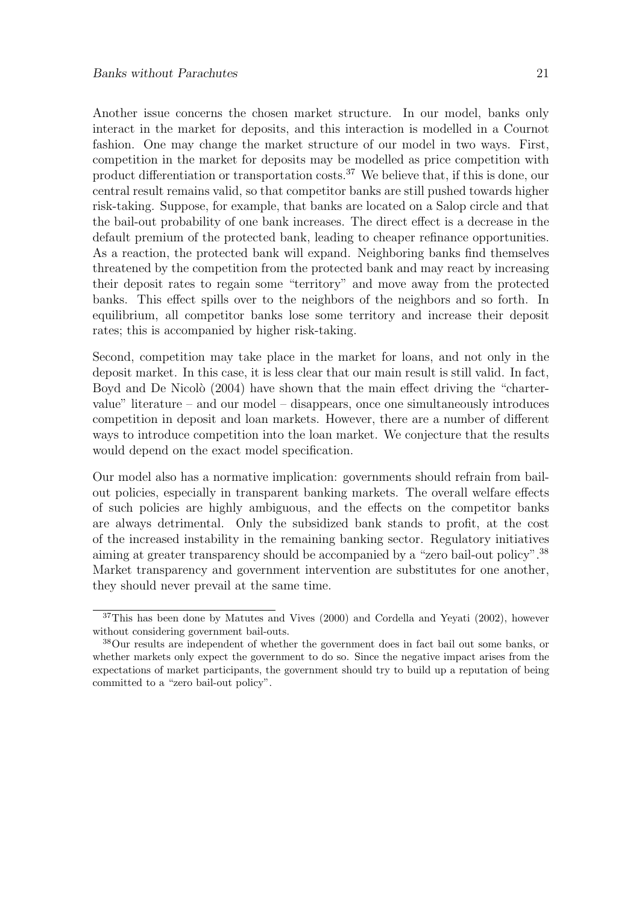Another issue concerns the chosen market structure. In our model, banks only interact in the market for deposits, and this interaction is modelled in a Cournot fashion. One may change the market structure of our model in two ways. First, competition in the market for deposits may be modelled as price competition with product differentiation or transportation costs.[37] We believe that, if this is done, our central result remains valid, so that competitor banks are still pushed towards higher risk-taking. Suppose, for example, that banks are located on a Salop circle and that the bail-out probability of one bank increases. The direct effect is a decrease in the default premium of the protected bank, leading to cheaper refinance opportunities. As a reaction, the protected bank will expand. Neighboring banks find themselves threatened by the competition from the protected bank and may react by increasing their deposit rates to regain some "territory" and move away from the protected banks. This effect spills over to the neighbors of the neighbors and so forth. In equilibrium, all competitor banks lose some territory and increase their deposit rates; this is accompanied by higher risk-taking.

Second, competition may take place in the market for loans, and not only in the deposit market. In this case, it is less clear that our main result is still valid. In fact, Boyd and De Nicolò (2004) have shown that the main effect driving the "charter-value" literature – and our model – disappears, once one simultaneously introduces competition in deposit and loan markets. However, there are a number of different ways to introduce competition into the loan market. We conjecture that the results would depend on the exact model specification.

Our model also has a normative implication: governments should refrain from bail-out policies, especially in transparent banking markets. The overall welfare effects of such policies are highly ambiguous, and the effects on the competitor banks are always detrimental. Only the subsidized bank stands to profit, at the cost of the increased instability in the remaining banking sector. Regulatory initiatives aiming at greater transparency should be accompanied by a "zero bail-out policy".[38] Market transparency and government intervention are substitutes for one another, they should never prevail at the same time.

[37] This has been done by Matutes and Vives (2000) and Cordella and Yeyati (2002), however without considering government bail-outs.

[38] Our results are independent of whether the government does in fact bail out some banks, or whether markets only expect the government to do so. Since the negative impact arises from the expectations of market participants, the government should try to build up a reputation of being committed to a "zero bail-out policy".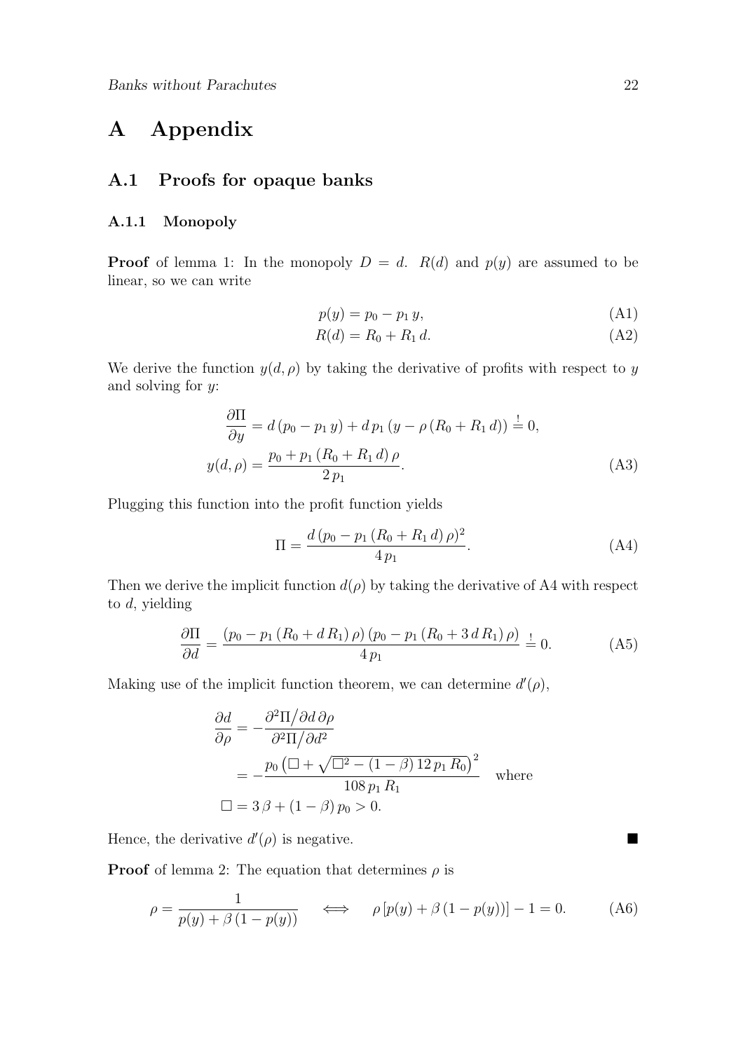# A Appendix

## A.1 Proofs for opaque banks

### A.1.1 Monopoly

**Proof** of lemma 1: In the monopoly $D = d$. $R(d)$ and $p(y)$ are assumed to be linear, so we can write

$$p(y) = p_0 - p_1\, y, \tag{A1}$$

$$R(d) = R_0 + R_1\, d. \tag{A2}$$

We derive the function $y(d, \rho)$ by taking the derivative of profits with respect to $y$ and solving for $y$:

$$\frac{\partial \Pi}{\partial y} = d\,(p_0 - p_1\, y) + d\, p_1\,(y - \rho\,(R_0 + R_1\, d)) \stackrel{!}{=} 0,$$

$$y(d, \rho) = \frac{p_0 + p_1\,(R_0 + R_1\, d)\,\rho}{2\, p_1}. \tag{A3}$$

Plugging this function into the profit function yields

$$\Pi = \frac{d\,(p_0 - p_1\,(R_0 + R_1\, d)\,\rho)^2}{4\, p_1}. \tag{A4}$$

Then we derive the implicit function $d(\rho)$ by taking the derivative of A4 with respect to $d$, yielding

$$\frac{\partial \Pi}{\partial d} = \frac{(p_0 - p_1\,(R_0 + d\, R_1)\,\rho)\,(p_0 - p_1\,(R_0 + 3\, d\, R_1)\,\rho)}{4\, p_1} \stackrel{!}{=} 0. \tag{A5}$$

Making use of the implicit function theorem, we can determine $d'(\rho)$,

$$\begin{aligned}
\frac{\partial d}{\partial \rho} &= -\frac{\partial^2 \Pi \big/ \partial d\, \partial \rho}{\partial^2 \Pi \big/ \partial d^2} \\
&= -\frac{p_0\left(\Box + \sqrt{\Box^2 - (1-\beta)\, 12\, p_1\, R_0}\right)^2}{108\, p_1\, R_1} \quad \text{where} \\
\Box &= 3\,\beta + (1-\beta)\, p_0 > 0.
\end{aligned}$$

Hence, the derivative $d'(\rho)$ is negative. ■

**Proof** of lemma 2: The equation that determines $\rho$ is

$$\rho = \frac{1}{p(y) + \beta\,(1 - p(y))} \quad \Longleftrightarrow \quad \rho\,[p(y) + \beta\,(1 - p(y))] - 1 = 0. \tag{A6}$$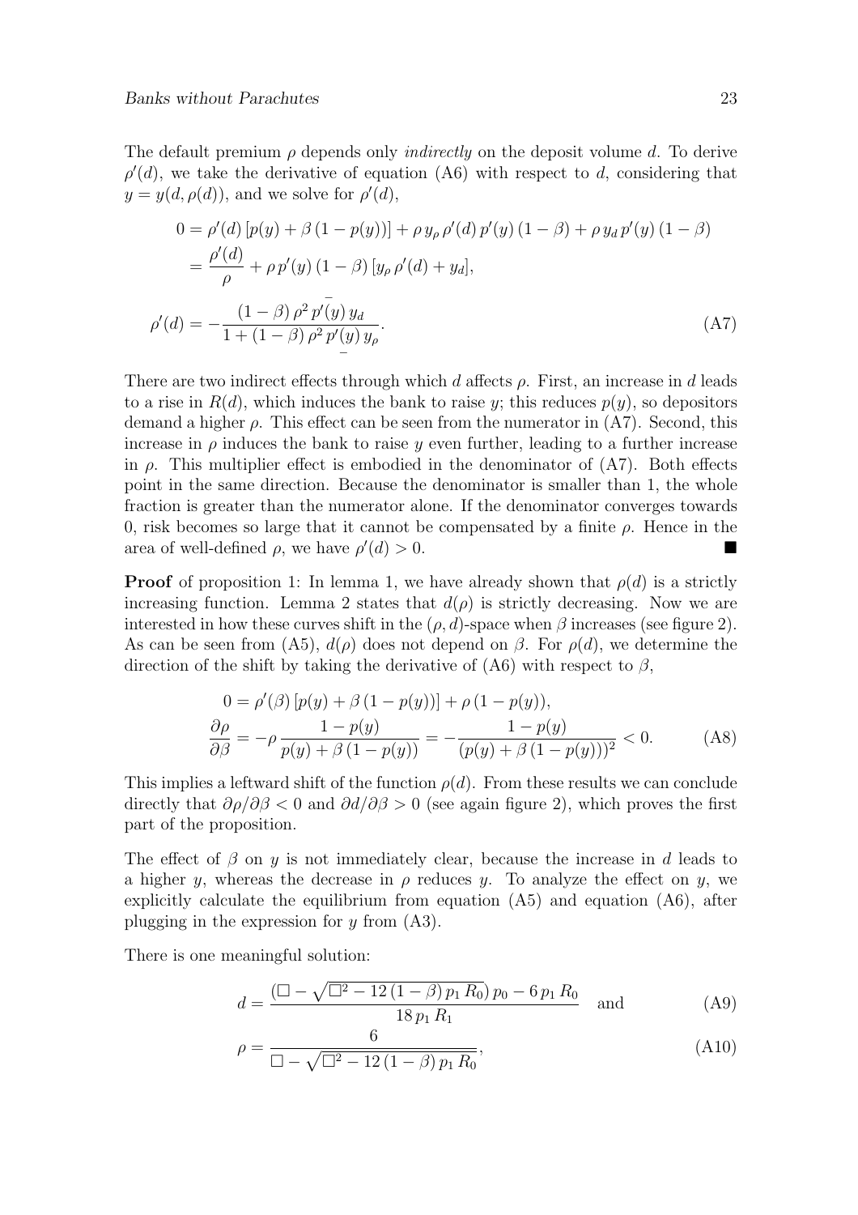The default premium $\rho$ depends only *indirectly* on the deposit volume $d$. To derive $\rho'(d)$, we take the derivative of equation (A6) with respect to $d$, considering that $y = y(d, \rho(d))$, and we solve for $\rho'(d)$,

$$
\begin{aligned}
0 &= \rho'(d)\,[p(y) + \beta\,(1 - p(y))] + \rho\, y_\rho\, \rho'(d)\, p'(y)\,(1-\beta) + \rho\, y_d\, p'(y)\,(1-\beta) \\
&= \frac{\rho'(d)}{\rho} + \rho\, p'(y)\,(1-\beta)\,[y_\rho\,\rho'(d) + y_d], \\
\rho'(d) &= -\frac{(1-\beta)\,\rho^2\, \overset{-}{p'(y)}\, y_d}{1 + (1-\beta)\,\rho^2\, \underset{-}{p'(y)}\, y_\rho}.
\end{aligned} \tag{A7}
$$

There are two indirect effects through which $d$ affects $\rho$. First, an increase in $d$ leads to a rise in $R(d)$, which induces the bank to raise $y$; this reduces $p(y)$, so depositors demand a higher $\rho$. This effect can be seen from the numerator in (A7). Second, this increase in $\rho$ induces the bank to raise $y$ even further, leading to a further increase in $\rho$. This multiplier effect is embodied in the denominator of (A7). Both effects point in the same direction. Because the denominator is smaller than 1, the whole fraction is greater than the numerator alone. If the denominator converges towards 0, risk becomes so large that it cannot be compensated by a finite $\rho$. Hence in the area of well-defined $\rho$, we have $\rho'(d) > 0$. ■

**Proof** of proposition 1: In lemma 1, we have already shown that $\rho(d)$ is a strictly increasing function. Lemma 2 states that $d(\rho)$ is strictly decreasing. Now we are interested in how these curves shift in the $(\rho, d)$-space when $\beta$ increases (see figure 2). As can be seen from (A5), $d(\rho)$ does not depend on $\beta$. For $\rho(d)$, we determine the direction of the shift by taking the derivative of (A6) with respect to $\beta$,

$$
\begin{aligned}
0 &= \rho'(\beta)\,[p(y) + \beta\,(1-p(y))] + \rho\,(1-p(y)), \\
\frac{\partial \rho}{\partial \beta} &= -\rho\,\frac{1-p(y)}{p(y) + \beta\,(1-p(y))} = -\frac{1-p(y)}{(p(y) + \beta\,(1-p(y)))^2} < 0.
\end{aligned} \tag{A8}
$$

This implies a leftward shift of the function $\rho(d)$. From these results we can conclude directly that $\partial\rho/\partial\beta < 0$ and $\partial d/\partial\beta > 0$ (see again figure 2), which proves the first part of the proposition.

The effect of $\beta$ on $y$ is not immediately clear, because the increase in $d$ leads to a higher $y$, whereas the decrease in $\rho$ reduces $y$. To analyze the effect on $y$, we explicitly calculate the equilibrium from equation (A5) and equation (A6), after plugging in the expression for $y$ from (A3).

There is one meaningful solution:

$$
d = \frac{(\Box - \sqrt{\Box^2 - 12\,(1-\beta)\,p_1\,R_0})\,p_0 - 6\,p_1\,R_0}{18\,p_1\,R_1} \quad \text{and} \tag{A9}
$$

$$
\rho = \frac{6}{\Box - \sqrt{\Box^2 - 12\,(1-\beta)\,p_1\,R_0}}, \tag{A10}
$$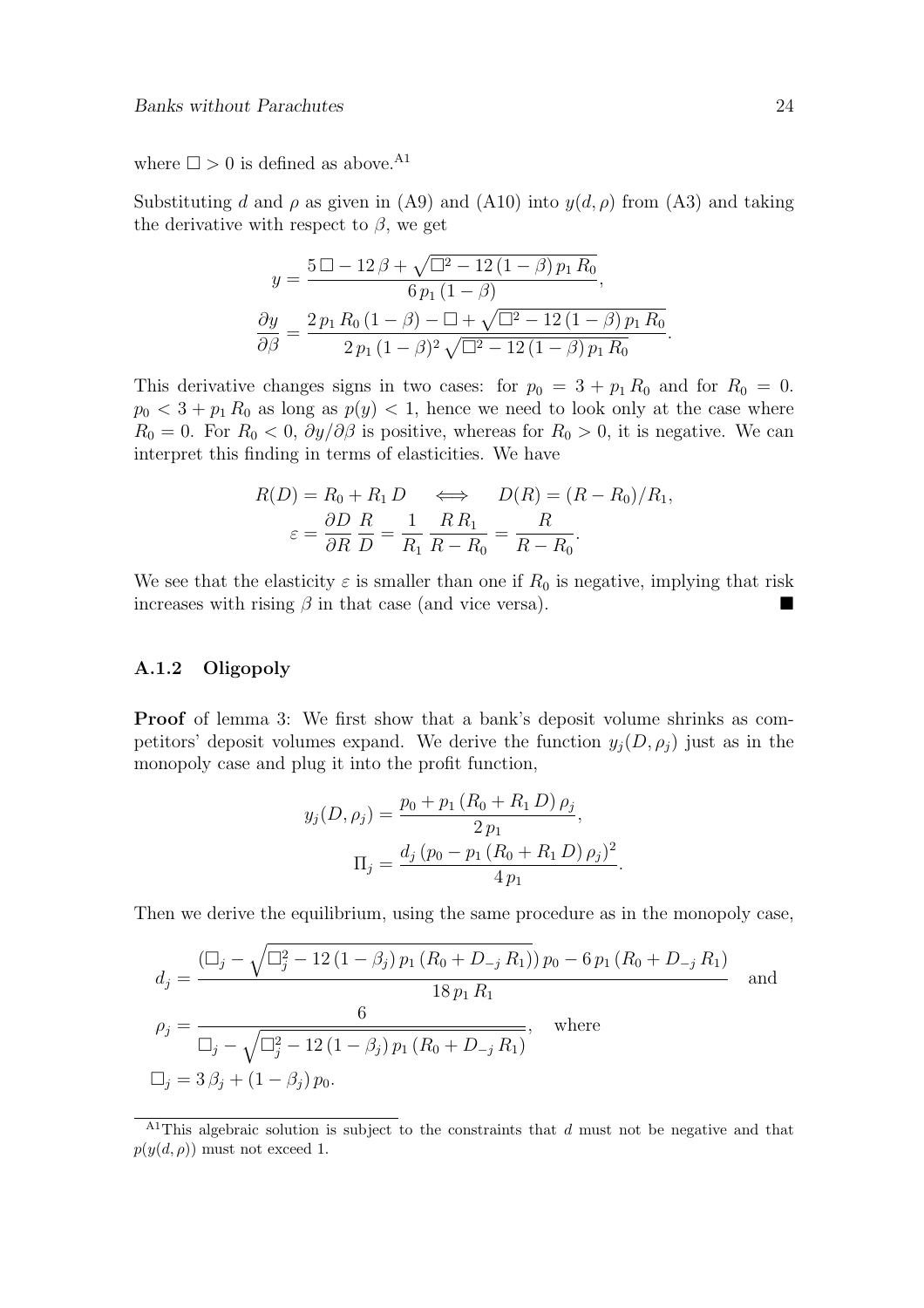where $\Box > 0$ is defined as above.[A1]

Substituting $d$ and $\rho$ as given in (A9) and (A10) into $y(d, \rho)$ from (A3) and taking the derivative with respect to $\beta$, we get

$$y = \frac{5\,\Box - 12\,\beta + \sqrt{\Box^2 - 12\,(1-\beta)\,p_1\,R_0}}{6\,p_1\,(1-\beta)},$$

$$\frac{\partial y}{\partial \beta} = \frac{2\,p_1\,R_0\,(1-\beta) - \Box + \sqrt{\Box^2 - 12\,(1-\beta)\,p_1\,R_0}}{2\,p_1\,(1-\beta)^2\,\sqrt{\Box^2 - 12\,(1-\beta)\,p_1\,R_0}}.$$

This derivative changes signs in two cases: for $p_0 = 3 + p_1\,R_0$ and for $R_0 = 0$. $p_0 < 3 + p_1\,R_0$ as long as $p(y) < 1$, hence we need to look only at the case where $R_0 = 0$. For $R_0 < 0$, $\partial y/\partial\beta$ is positive, whereas for $R_0 > 0$, it is negative. We can interpret this finding in terms of elasticities. We have

$$R(D) = R_0 + R_1\,D \quad\iff\quad D(R) = (R - R_0)/R_1,$$

$$\varepsilon = \frac{\partial D}{\partial R}\,\frac{R}{D} = \frac{1}{R_1}\,\frac{R\,R_1}{R - R_0} = \frac{R}{R - R_0}.$$

We see that the elasticity $\varepsilon$ is smaller than one if $R_0$ is negative, implying that risk increases with rising $\beta$ in that case (and vice versa). ■

### A.1.2 Oligopoly

**Proof** of lemma 3: We first show that a bank's deposit volume shrinks as competitors' deposit volumes expand. We derive the function $y_j(D, \rho_j)$ just as in the monopoly case and plug it into the profit function,

$$y_j(D, \rho_j) = \frac{p_0 + p_1\,(R_0 + R_1\,D)\,\rho_j}{2\,p_1},$$

$$\Pi_j = \frac{d_j\,(p_0 - p_1\,(R_0 + R_1\,D)\,\rho_j)^2}{4\,p_1}.$$

Then we derive the equilibrium, using the same procedure as in the monopoly case,

$$d_j = \frac{(\Box_j - \sqrt{\Box_j^2 - 12\,(1-\beta_j)\,p_1\,(R_0 + D_{-j}\,R_1)})\,p_0 - 6\,p_1\,(R_0 + D_{-j}\,R_1)}{18\,p_1\,R_1} \quad \text{and}$$

$$\rho_j = \frac{6}{\Box_j - \sqrt{\Box_j^2 - 12\,(1-\beta_j)\,p_1\,(R_0 + D_{-j}\,R_1)}}, \quad \text{where}$$

$$\Box_j = 3\,\beta_j + (1-\beta_j)\,p_0.$$

[A1] This algebraic solution is subject to the constraints that $d$ must not be negative and that $p(y(d, \rho))$ must not exceed 1.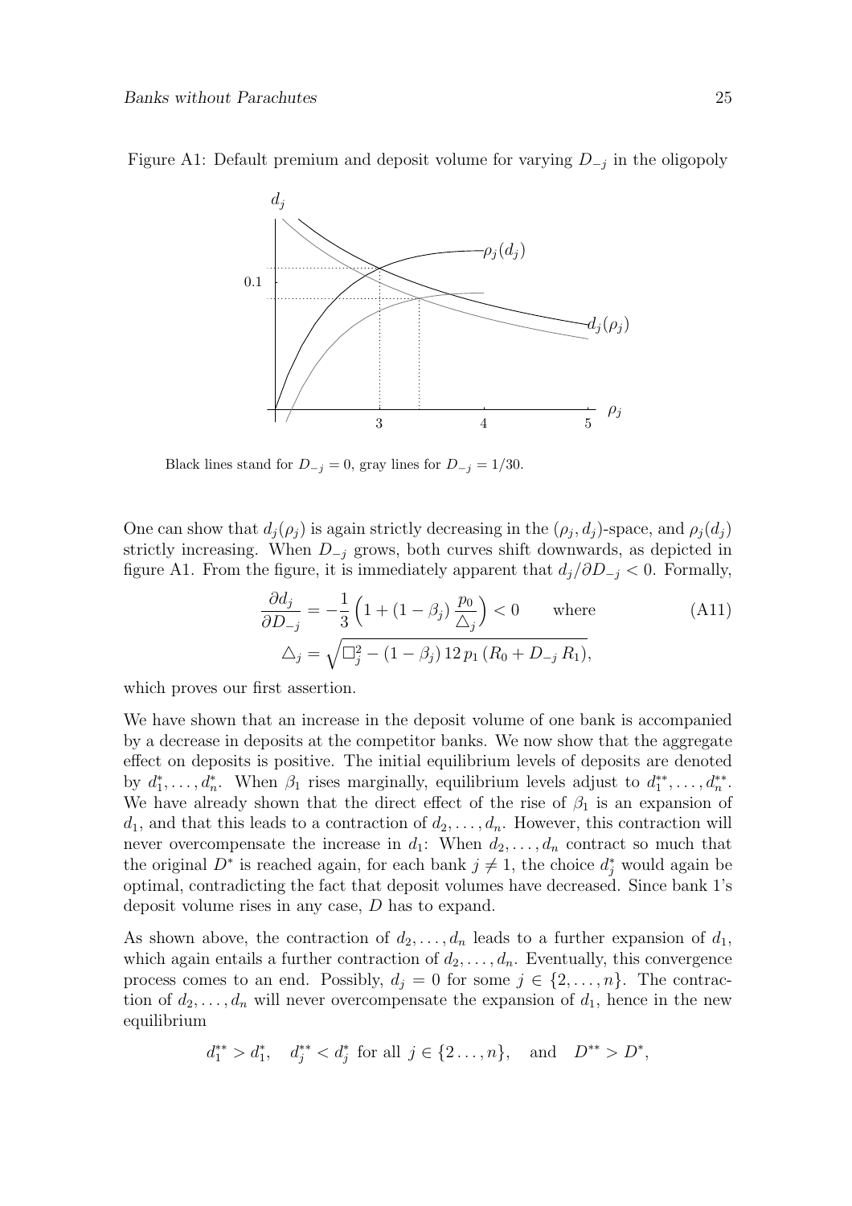Figure A1: Default premium and deposit volume for varying $D_{-j}$ in the oligopoly

Black lines stand for $D_{-j} = 0$, gray lines for $D_{-j} = 1/30$.

One can show that $d_j(\rho_j)$ is again strictly decreasing in the $(\rho_j, d_j)$-space, and $\rho_j(d_j)$ strictly increasing. When $D_{-j}$ grows, both curves shift downwards, as depicted in figure A1. From the figure, it is immediately apparent that $d_j/\partial D_{-j} < 0$. Formally,

$$\frac{\partial d_j}{\partial D_{-j}} = -\frac{1}{3}\left(1 + (1-\beta_j)\,\frac{p_0}{\triangle_j}\right) < 0 \qquad \text{where} \tag{A11}$$

$$\triangle_j = \sqrt{\Box_j^2 - (1-\beta_j)\,12\,p_1\,(R_0 + D_{-j}\,R_1)},$$

which proves our first assertion.

We have shown that an increase in the deposit volume of one bank is accompanied by a decrease in deposits at the competitor banks. We now show that the aggregate effect on deposits is positive. The initial equilibrium levels of deposits are denoted by $d_1^*, \ldots, d_n^*$. When $\beta_1$ rises marginally, equilibrium levels adjust to $d_1^{**}, \ldots, d_n^{**}$. We have already shown that the direct effect of the rise of $\beta_1$ is an expansion of $d_1$, and that this leads to a contraction of $d_2, \ldots, d_n$. However, this contraction will never overcompensate the increase in $d_1$: When $d_2, \ldots, d_n$ contract so much that the original $D^*$ is reached again, for each bank $j \neq 1$, the choice $d_j^*$ would again be optimal, contradicting the fact that deposit volumes have decreased. Since bank 1's deposit volume rises in any case, $D$ has to expand.

As shown above, the contraction of $d_2, \ldots, d_n$ leads to a further expansion of $d_1$, which again entails a further contraction of $d_2, \ldots, d_n$. Eventually, this convergence process comes to an end. Possibly, $d_j = 0$ for some $j \in \{2, \ldots, n\}$. The contraction of $d_2, \ldots, d_n$ will never overcompensate the expansion of $d_1$, hence in the new equilibrium

$$d_1^{**} > d_1^*, \quad d_j^{**} < d_j^* \text{ for all } j \in \{2 \ldots, n\}, \quad \text{and} \quad D^{**} > D^*,$$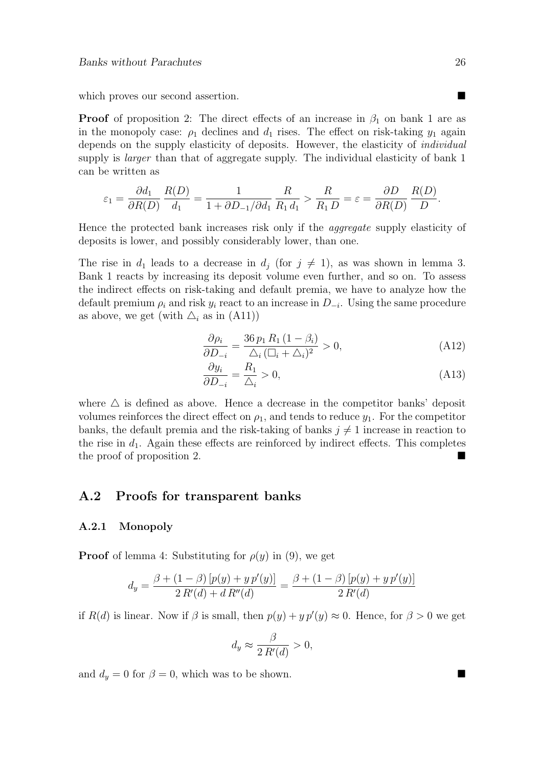which proves our second assertion. ∎

**Proof** of proposition 2: The direct effects of an increase in $\beta_1$ on bank 1 are as in the monopoly case: $\rho_1$ declines and $d_1$ rises. The effect on risk-taking $y_1$ again depends on the supply elasticity of deposits. However, the elasticity of *individual* supply is *larger* than that of aggregate supply. The individual elasticity of bank 1 can be written as

$$\varepsilon_1 = \frac{\partial d_1}{\partial R(D)} \frac{R(D)}{d_1} = \frac{1}{1 + \partial D_{-1}/\partial d_1} \frac{R}{R_1 \, d_1} > \frac{R}{R_1 \, D} = \varepsilon = \frac{\partial D}{\partial R(D)} \frac{R(D)}{D}.$$

Hence the protected bank increases risk only if the *aggregate* supply elasticity of deposits is lower, and possibly considerably lower, than one.

The rise in $d_1$ leads to a decrease in $d_j$ (for $j \neq 1$), as was shown in lemma 3. Bank 1 reacts by increasing its deposit volume even further, and so on. To assess the indirect effects on risk-taking and default premia, we have to analyze how the default premium $\rho_i$ and risk $y_i$ react to an increase in $D_{-i}$. Using the same procedure as above, we get (with $\triangle_i$ as in (A11))

$$\frac{\partial \rho_i}{\partial D_{-i}} = \frac{36 \, p_1 \, R_1 \, (1 - \beta_i)}{\triangle_i \, (\Box_i + \triangle_i)^2} > 0, \tag{A12}$$

$$\frac{\partial y_i}{\partial D_{-i}} = \frac{R_1}{\triangle_i} > 0, \tag{A13}$$

where $\triangle$ is defined as above. Hence a decrease in the competitor banks' deposit volumes reinforces the direct effect on $\rho_1$, and tends to reduce $y_1$. For the competitor banks, the default premia and the risk-taking of banks $j \neq 1$ increase in reaction to the rise in $d_1$. Again these effects are reinforced by indirect effects. This completes the proof of proposition 2. ∎

## A.2 Proofs for transparent banks

### A.2.1 Monopoly

**Proof** of lemma 4: Substituting for $\rho(y)$ in (9), we get

$$d_y = \frac{\beta + (1 - \beta) \, [p(y) + y \, p'(y)]}{2 \, R'(d) + d \, R''(d)} = \frac{\beta + (1 - \beta) \, [p(y) + y \, p'(y)]}{2 \, R'(d)}$$

if $R(d)$ is linear. Now if $\beta$ is small, then $p(y) + y \, p'(y) \approx 0$. Hence, for $\beta > 0$ we get

$$d_y \approx \frac{\beta}{2 \, R'(d)} > 0,$$

and $d_y = 0$ for $\beta = 0$, which was to be shown. ∎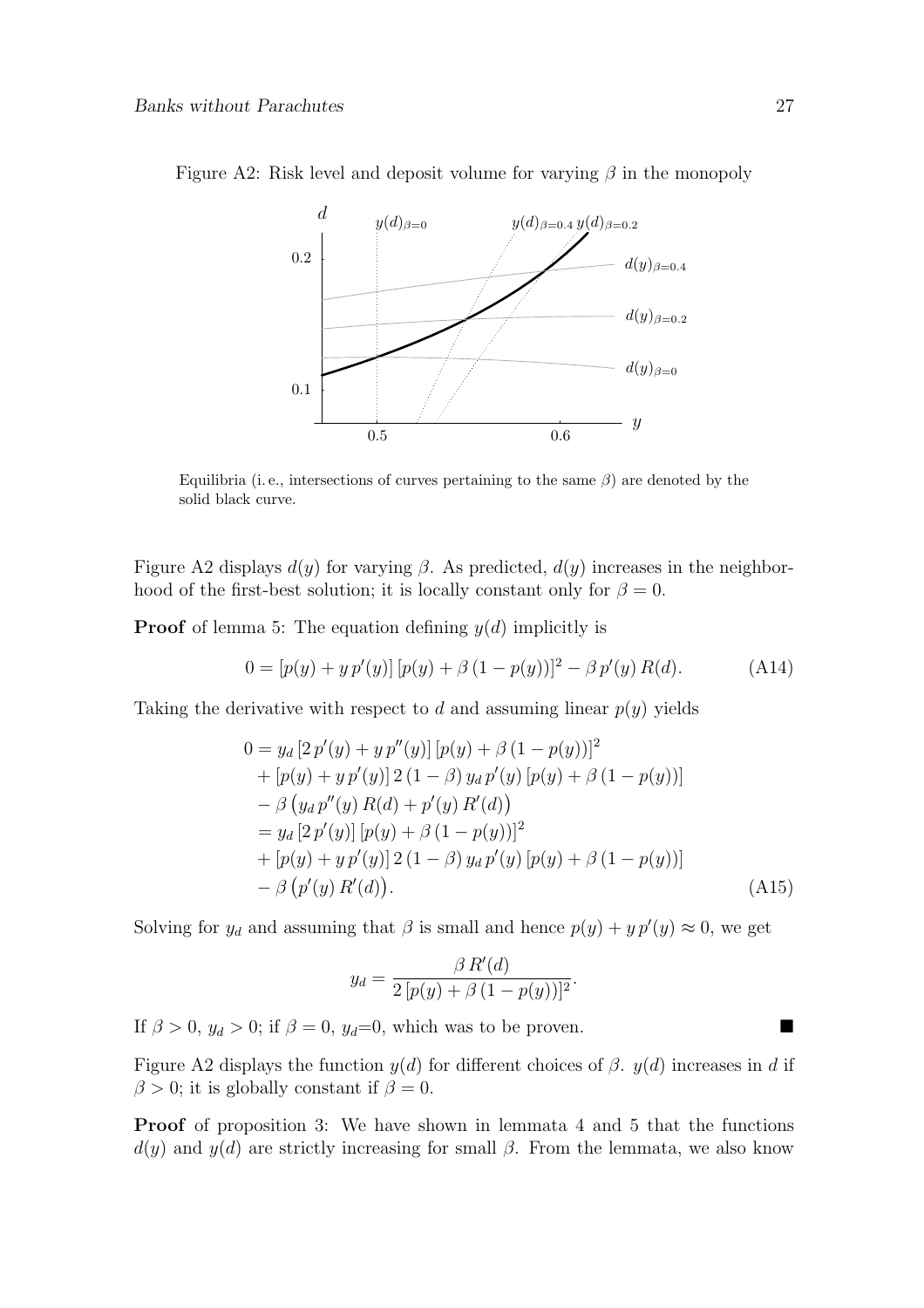Figure A2: Risk level and deposit volume for varying $\beta$ in the monopoly

Equilibria (i. e., intersections of curves pertaining to the same $\beta$) are denoted by the solid black curve.

Figure A2 displays $d(y)$ for varying $\beta$. As predicted, $d(y)$ increases in the neighborhood of the first-best solution; it is locally constant only for $\beta = 0$.

**Proof** of lemma 5: The equation defining $y(d)$ implicitly is

$$0 = [p(y) + y\,p'(y)]\,[p(y) + \beta\,(1 - p(y))]^2 - \beta\,p'(y)\,R(d). \tag{A14}$$

Taking the derivative with respect to $d$ and assuming linear $p(y)$ yields

$$\begin{aligned}
0 &= y_d\,[2\,p'(y) + y\,p''(y)]\,[p(y) + \beta\,(1 - p(y))]^2 \\
&\quad + [p(y) + y\,p'(y)]\,2\,(1 - \beta)\,y_d\,p'(y)\,[p(y) + \beta\,(1 - p(y))] \\
&\quad - \beta\,\big(y_d\,p''(y)\,R(d) + p'(y)\,R'(d)\big) \\
&= y_d\,[2\,p'(y)]\,[p(y) + \beta\,(1 - p(y))]^2 \\
&\quad + [p(y) + y\,p'(y)]\,2\,(1 - \beta)\,y_d\,p'(y)\,[p(y) + \beta\,(1 - p(y))] \\
&\quad - \beta\,\big(p'(y)\,R'(d)\big).
\end{aligned} \tag{A15}$$

Solving for $y_d$ and assuming that $\beta$ is small and hence $p(y) + y\,p'(y) \approx 0$, we get

$$y_d = \frac{\beta\,R'(d)}{2\,[p(y) + \beta\,(1 - p(y))]^2}.$$

If $\beta > 0$, $y_d > 0$; if $\beta = 0$, $y_d$=0, which was to be proven. ∎

Figure A2 displays the function $y(d)$ for different choices of $\beta$. $y(d)$ increases in $d$ if $\beta > 0$; it is globally constant if $\beta = 0$.

**Proof** of proposition 3: We have shown in lemmata 4 and 5 that the functions $d(y)$ and $y(d)$ are strictly increasing for small $\beta$. From the lemmata, we also know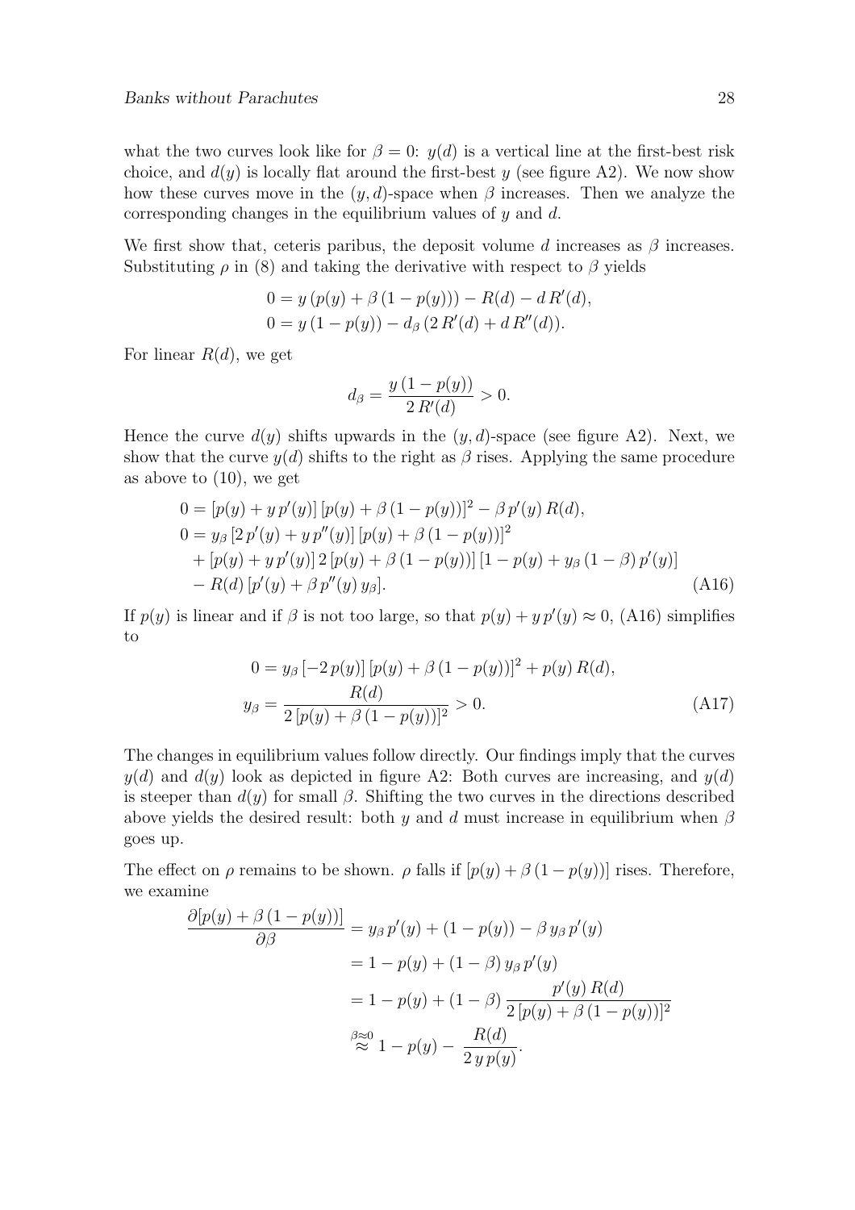what the two curves look like for $\beta = 0$: $y(d)$ is a vertical line at the first-best risk choice, and $d(y)$ is locally flat around the first-best $y$ (see figure A2). We now show how these curves move in the $(y, d)$-space when $\beta$ increases. Then we analyze the corresponding changes in the equilibrium values of $y$ and $d$.

We first show that, ceteris paribus, the deposit volume $d$ increases as $\beta$ increases. Substituting $\rho$ in (8) and taking the derivative with respect to $\beta$ yields

$$
\begin{aligned}
0 &= y\,(p(y) + \beta\,(1 - p(y))) - R(d) - d\,R'(d),\\
0 &= y\,(1 - p(y)) - d_\beta\,(2\,R'(d) + d\,R''(d)).
\end{aligned}
$$

For linear $R(d)$, we get

$$
d_\beta = \frac{y\,(1 - p(y))}{2\,R'(d)} > 0.
$$

Hence the curve $d(y)$ shifts upwards in the $(y, d)$-space (see figure A2). Next, we show that the curve $y(d)$ shifts to the right as $\beta$ rises. Applying the same procedure as above to (10), we get

$$
\begin{aligned}
0 &= [p(y) + y\,p'(y)]\,[p(y) + \beta\,(1 - p(y))]^2 - \beta\,p'(y)\,R(d),\\
0 &= y_\beta\,[2\,p'(y) + y\,p''(y)]\,[p(y) + \beta\,(1 - p(y))]^2\\
&\quad + [p(y) + y\,p'(y)]\,2\,[p(y) + \beta\,(1 - p(y))]\,[1 - p(y) + y_\beta\,(1 - \beta)\,p'(y)]\\
&\quad - R(d)\,[p'(y) + \beta\,p''(y)\,y_\beta]. \qquad \text{(A16)}
\end{aligned}
$$

If $p(y)$ is linear and if $\beta$ is not too large, so that $p(y) + y\,p'(y) \approx 0$, (A16) simplifies to

$$
\begin{aligned}
0 &= y_\beta\,[-2\,p(y)]\,[p(y) + \beta\,(1 - p(y))]^2 + p(y)\,R(d),\\
y_\beta &= \frac{R(d)}{2\,[p(y) + \beta\,(1 - p(y))]^2} > 0. \qquad \text{(A17)}
\end{aligned}
$$

The changes in equilibrium values follow directly. Our findings imply that the curves $y(d)$ and $d(y)$ look as depicted in figure A2: Both curves are increasing, and $y(d)$ is steeper than $d(y)$ for small $\beta$. Shifting the two curves in the directions described above yields the desired result: both $y$ and $d$ must increase in equilibrium when $\beta$ goes up.

The effect on $\rho$ remains to be shown. $\rho$ falls if $[p(y) + \beta\,(1 - p(y))]$ rises. Therefore, we examine

$$
\begin{aligned}
\frac{\partial[p(y) + \beta\,(1 - p(y))]}{\partial\beta} &= y_\beta\,p'(y) + (1 - p(y)) - \beta\,y_\beta\,p'(y)\\
&= 1 - p(y) + (1 - \beta)\,y_\beta\,p'(y)\\
&= 1 - p(y) + (1 - \beta)\,\frac{p'(y)\,R(d)}{2\,[p(y) + \beta\,(1 - p(y))]^2}\\
&\overset{\beta\approx 0}{\approx} 1 - p(y) - \frac{R(d)}{2\,y\,p(y)}.
\end{aligned}
$$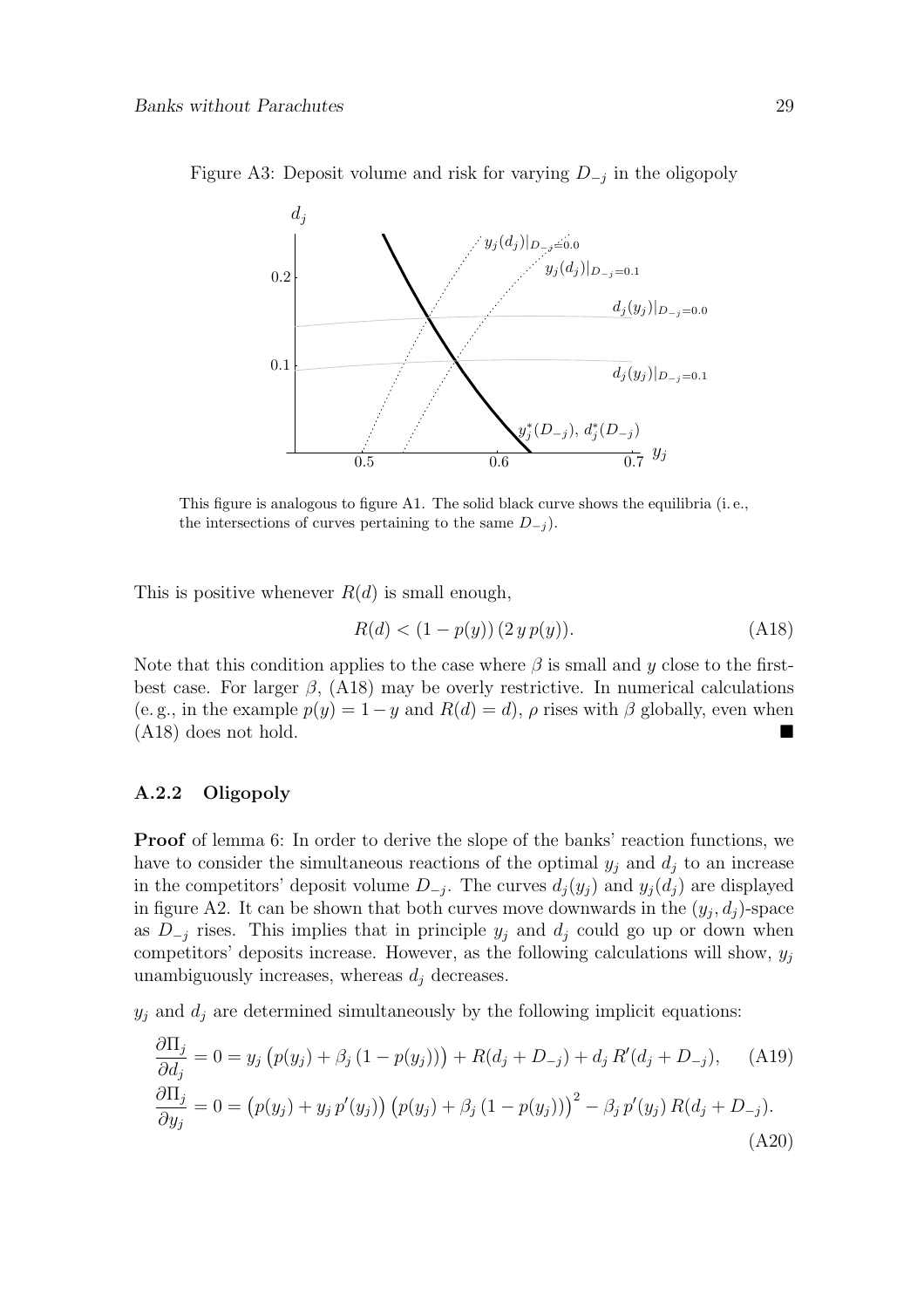Figure A3: Deposit volume and risk for varying $D_{-j}$ in the oligopoly

This figure is analogous to figure A1. The solid black curve shows the equilibria (i. e., the intersections of curves pertaining to the same $D_{-j}$).

This is positive whenever $R(d)$ is small enough,

$$R(d) < (1 - p(y))\,(2\,y\,p(y)). \tag{A18}$$

Note that this condition applies to the case where $\beta$ is small and $y$ close to the first-best case. For larger $\beta$, (A18) may be overly restrictive. In numerical calculations (e. g., in the example $p(y) = 1 - y$ and $R(d) = d$), $\rho$ rises with $\beta$ globally, even when (A18) does not hold. ■

### A.2.2 Oligopoly

**Proof** of lemma 6: In order to derive the slope of the banks' reaction functions, we have to consider the simultaneous reactions of the optimal $y_j$ and $d_j$ to an increase in the competitors' deposit volume $D_{-j}$. The curves $d_j(y_j)$ and $y_j(d_j)$ are displayed in figure A2. It can be shown that both curves move downwards in the $(y_j, d_j)$-space as $D_{-j}$ rises. This implies that in principle $y_j$ and $d_j$ could go up or down when competitors' deposits increase. However, as the following calculations will show, $y_j$ unambiguously increases, whereas $d_j$ decreases.

$y_j$ and $d_j$ are determined simultaneously by the following implicit equations:

$$\frac{\partial \Pi_j}{\partial d_j} = 0 = y_j\left(p(y_j) + \beta_j\,(1 - p(y_j))\right) + R(d_j + D_{-j}) + d_j\,R'(d_j + D_{-j}), \tag{A19}$$

$$\frac{\partial \Pi_j}{\partial y_j} = 0 = \left(p(y_j) + y_j\,p'(y_j)\right)\left(p(y_j) + \beta_j\,(1 - p(y_j))\right)^2 - \beta_j\,p'(y_j)\,R(d_j + D_{-j}). \tag{A20}$$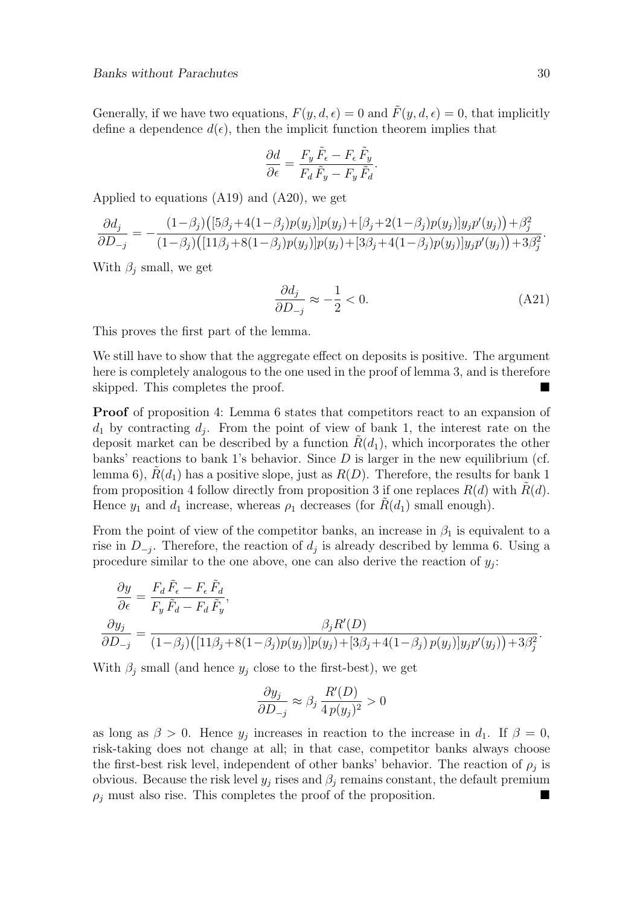Generally, if we have two equations, $F(y, d, \epsilon) = 0$ and $\tilde{F}(y, d, \epsilon) = 0$, that implicitly define a dependence $d(\epsilon)$, then the implicit function theorem implies that

$$\frac{\partial d}{\partial \epsilon} = \frac{F_y \, \tilde{F}_\epsilon - F_\epsilon \, \tilde{F}_y}{F_d \, \tilde{F}_y - F_y \, \tilde{F}_d}.$$

Applied to equations (A19) and (A20), we get

$$\frac{\partial d_j}{\partial D_{-j}} = -\frac{(1-\beta_j)\big([5\beta_j+4(1-\beta_j)p(y_j)]p(y_j)+[\beta_j+2(1-\beta_j)p(y_j)]y_j p'(y_j)\big)+\beta_j^2}{(1-\beta_j)\big([11\beta_j+8(1-\beta_j)p(y_j)]p(y_j)+[3\beta_j+4(1-\beta_j)p(y_j)]y_j p'(y_j)\big)+3\beta_j^2}.$$

With $\beta_j$ small, we get

$$\frac{\partial d_j}{\partial D_{-j}} \approx -\frac{1}{2} < 0. \tag{A21}$$

This proves the first part of the lemma.

We still have to show that the aggregate effect on deposits is positive. The argument here is completely analogous to the one used in the proof of lemma 3, and is therefore skipped. This completes the proof. ■

**Proof** of proposition 4: Lemma 6 states that competitors react to an expansion of $d_1$ by contracting $d_j$. From the point of view of bank 1, the interest rate on the deposit market can be described by a function $\tilde{R}(d_1)$, which incorporates the other banks' reactions to bank 1's behavior. Since $D$ is larger in the new equilibrium (cf. lemma 6), $\tilde{R}(d_1)$ has a positive slope, just as $R(D)$. Therefore, the results for bank 1 from proposition 4 follow directly from proposition 3 if one replaces $R(d)$ with $\tilde{R}(d)$. Hence $y_1$ and $d_1$ increase, whereas $\rho_1$ decreases (for $\tilde{R}(d_1)$ small enough).

From the point of view of the competitor banks, an increase in $\beta_1$ is equivalent to a rise in $D_{-j}$. Therefore, the reaction of $d_j$ is already described by lemma 6. Using a procedure similar to the one above, one can also derive the reaction of $y_j$:

$$\frac{\partial y}{\partial \epsilon} = \frac{F_d \, \tilde{F}_\epsilon - F_\epsilon \, \tilde{F}_d}{F_y \, \tilde{F}_d - F_d \, \tilde{F}_y},$$

$$\frac{\partial y_j}{\partial D_{-j}} = \frac{\beta_j R'(D)}{(1-\beta_j)\big([11\beta_j+8(1-\beta_j)p(y_j)]p(y_j)+[3\beta_j+4(1-\beta_j)\,p(y_j)]y_j p'(y_j)\big)+3\beta_j^2}.$$

With $\beta_j$ small (and hence $y_j$ close to the first-best), we get

$$\frac{\partial y_j}{\partial D_{-j}} \approx \beta_j \, \frac{R'(D)}{4\,p(y_j)^2} > 0$$

as long as $\beta > 0$. Hence $y_j$ increases in reaction to the increase in $d_1$. If $\beta = 0$, risk-taking does not change at all; in that case, competitor banks always choose the first-best risk level, independent of other banks' behavior. The reaction of $\rho_j$ is obvious. Because the risk level $y_j$ rises and $\beta_j$ remains constant, the default premium $\rho_j$ must also rise. This completes the proof of the proposition. ■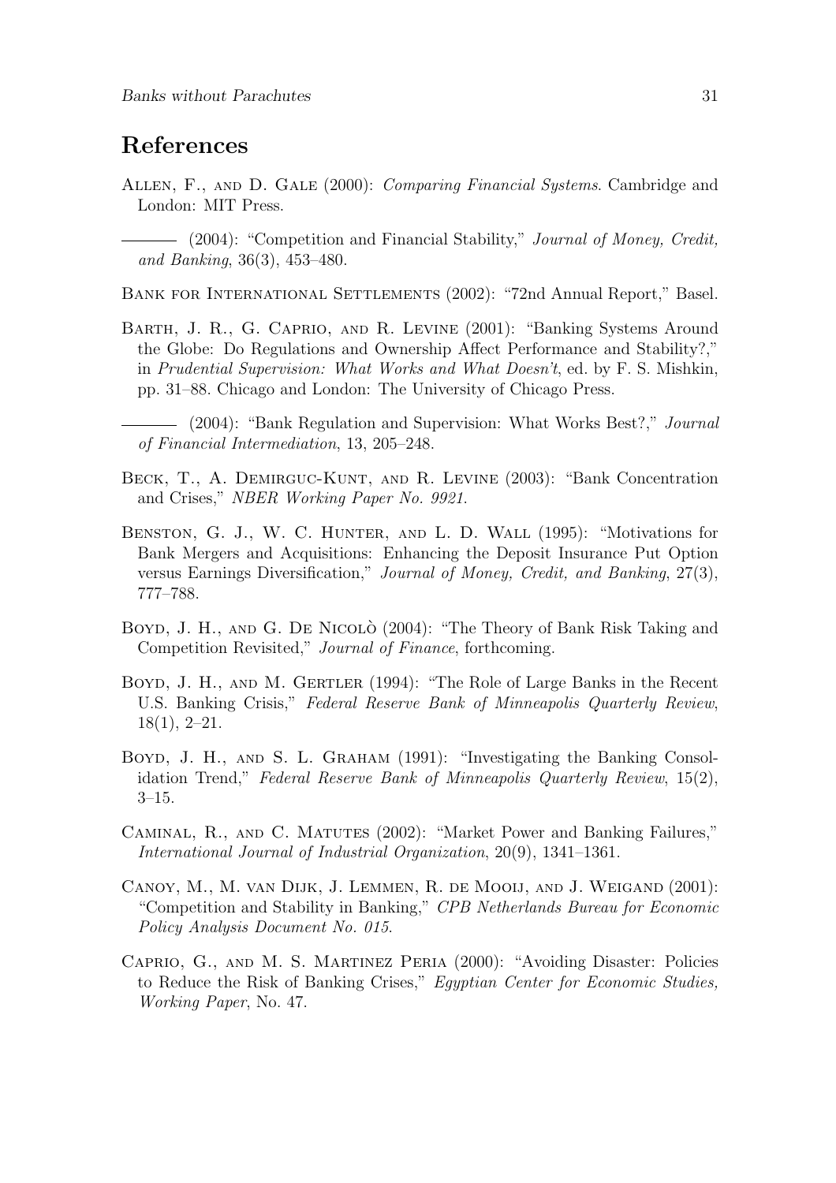## References

Allen, F., and D. Gale (2000): *Comparing Financial Systems*. Cambridge and London: MIT Press.

——— (2004): "Competition and Financial Stability," *Journal of Money, Credit, and Banking*, 36(3), 453–480.

Bank for International Settlements (2002): "72nd Annual Report," Basel.

Barth, J. R., G. Caprio, and R. Levine (2001): "Banking Systems Around the Globe: Do Regulations and Ownership Affect Performance and Stability?," in *Prudential Supervision: What Works and What Doesn't*, ed. by F. S. Mishkin, pp. 31–88. Chicago and London: The University of Chicago Press.

——— (2004): "Bank Regulation and Supervision: What Works Best?," *Journal of Financial Intermediation*, 13, 205–248.

Beck, T., A. Demirguc-Kunt, and R. Levine (2003): "Bank Concentration and Crises," *NBER Working Paper No. 9921*.

Benston, G. J., W. C. Hunter, and L. D. Wall (1995): "Motivations for Bank Mergers and Acquisitions: Enhancing the Deposit Insurance Put Option versus Earnings Diversification," *Journal of Money, Credit, and Banking*, 27(3), 777–788.

Boyd, J. H., and G. De Nicolò (2004): "The Theory of Bank Risk Taking and Competition Revisited," *Journal of Finance*, forthcoming.

Boyd, J. H., and M. Gertler (1994): "The Role of Large Banks in the Recent U.S. Banking Crisis," *Federal Reserve Bank of Minneapolis Quarterly Review*, 18(1), 2–21.

Boyd, J. H., and S. L. Graham (1991): "Investigating the Banking Consolidation Trend," *Federal Reserve Bank of Minneapolis Quarterly Review*, 15(2), 3–15.

Caminal, R., and C. Matutes (2002): "Market Power and Banking Failures," *International Journal of Industrial Organization*, 20(9), 1341–1361.

Canoy, M., M. van Dijk, J. Lemmen, R. de Mooij, and J. Weigand (2001): "Competition and Stability in Banking," *CPB Netherlands Bureau for Economic Policy Analysis Document No. 015*.

Caprio, G., and M. S. Martinez Peria (2000): "Avoiding Disaster: Policies to Reduce the Risk of Banking Crises," *Egyptian Center for Economic Studies, Working Paper*, No. 47.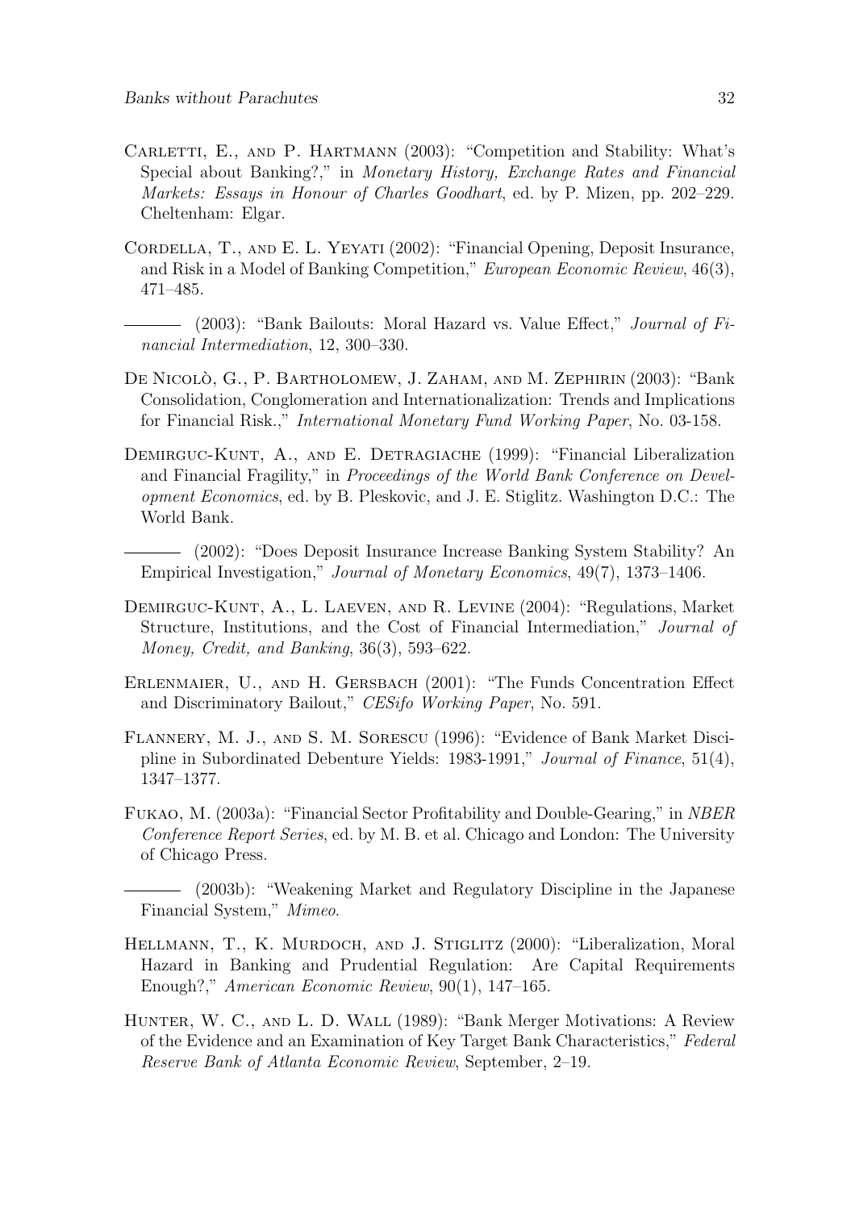Carletti, E., and P. Hartmann (2003): "Competition and Stability: What's Special about Banking?," in *Monetary History, Exchange Rates and Financial Markets: Essays in Honour of Charles Goodhart*, ed. by P. Mizen, pp. 202–229. Cheltenham: Elgar.

Cordella, T., and E. L. Yeyati (2002): "Financial Opening, Deposit Insurance, and Risk in a Model of Banking Competition," *European Economic Review*, 46(3), 471–485.

——— (2003): "Bank Bailouts: Moral Hazard vs. Value Effect," *Journal of Financial Intermediation*, 12, 300–330.

De Nicolò, G., P. Bartholomew, J. Zaham, and M. Zephirin (2003): "Bank Consolidation, Conglomeration and Internationalization: Trends and Implications for Financial Risk.," *International Monetary Fund Working Paper*, No. 03-158.

Demirguc-Kunt, A., and E. Detragiache (1999): "Financial Liberalization and Financial Fragility," in *Proceedings of the World Bank Conference on Development Economics*, ed. by B. Pleskovic, and J. E. Stiglitz. Washington D.C.: The World Bank.

——— (2002): "Does Deposit Insurance Increase Banking System Stability? An Empirical Investigation," *Journal of Monetary Economics*, 49(7), 1373–1406.

Demirguc-Kunt, A., L. Laeven, and R. Levine (2004): "Regulations, Market Structure, Institutions, and the Cost of Financial Intermediation," *Journal of Money, Credit, and Banking*, 36(3), 593–622.

Erlenmaier, U., and H. Gersbach (2001): "The Funds Concentration Effect and Discriminatory Bailout," *CESifo Working Paper*, No. 591.

Flannery, M. J., and S. M. Sorescu (1996): "Evidence of Bank Market Discipline in Subordinated Debenture Yields: 1983-1991," *Journal of Finance*, 51(4), 1347–1377.

Fukao, M. (2003a): "Financial Sector Profitability and Double-Gearing," in *NBER Conference Report Series*, ed. by M. B. et al. Chicago and London: The University of Chicago Press.

——— (2003b): "Weakening Market and Regulatory Discipline in the Japanese Financial System," *Mimeo*.

Hellmann, T., K. Murdoch, and J. Stiglitz (2000): "Liberalization, Moral Hazard in Banking and Prudential Regulation: Are Capital Requirements Enough?," *American Economic Review*, 90(1), 147–165.

Hunter, W. C., and L. D. Wall (1989): "Bank Merger Motivations: A Review of the Evidence and an Examination of Key Target Bank Characteristics," *Federal Reserve Bank of Atlanta Economic Review*, September, 2–19.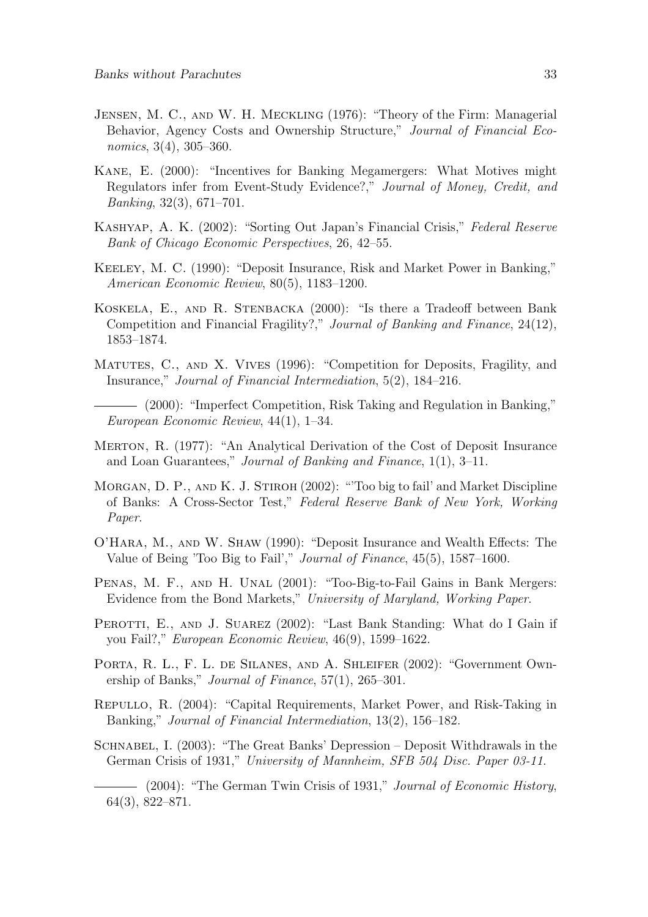Jensen, M. C., and W. H. Meckling (1976): "Theory of the Firm: Managerial Behavior, Agency Costs and Ownership Structure," *Journal of Financial Economics*, 3(4), 305–360.

Kane, E. (2000): "Incentives for Banking Megamergers: What Motives might Regulators infer from Event-Study Evidence?," *Journal of Money, Credit, and Banking*, 32(3), 671–701.

Kashyap, A. K. (2002): "Sorting Out Japan's Financial Crisis," *Federal Reserve Bank of Chicago Economic Perspectives*, 26, 42–55.

Keeley, M. C. (1990): "Deposit Insurance, Risk and Market Power in Banking," *American Economic Review*, 80(5), 1183–1200.

Koskela, E., and R. Stenbacka (2000): "Is there a Tradeoff between Bank Competition and Financial Fragility?," *Journal of Banking and Finance*, 24(12), 1853–1874.

Matutes, C., and X. Vives (1996): "Competition for Deposits, Fragility, and Insurance," *Journal of Financial Intermediation*, 5(2), 184–216.

——— (2000): "Imperfect Competition, Risk Taking and Regulation in Banking," *European Economic Review*, 44(1), 1–34.

Merton, R. (1977): "An Analytical Derivation of the Cost of Deposit Insurance and Loan Guarantees," *Journal of Banking and Finance*, 1(1), 3–11.

Morgan, D. P., and K. J. Stiroh (2002): "'Too big to fail' and Market Discipline of Banks: A Cross-Sector Test," *Federal Reserve Bank of New York, Working Paper*.

O'Hara, M., and W. Shaw (1990): "Deposit Insurance and Wealth Effects: The Value of Being 'Too Big to Fail'," *Journal of Finance*, 45(5), 1587–1600.

Penas, M. F., and H. Unal (2001): "Too-Big-to-Fail Gains in Bank Mergers: Evidence from the Bond Markets," *University of Maryland, Working Paper*.

Perotti, E., and J. Suarez (2002): "Last Bank Standing: What do I Gain if you Fail?," *European Economic Review*, 46(9), 1599–1622.

Porta, R. L., F. L. de Silanes, and A. Shleifer (2002): "Government Ownership of Banks," *Journal of Finance*, 57(1), 265–301.

Repullo, R. (2004): "Capital Requirements, Market Power, and Risk-Taking in Banking," *Journal of Financial Intermediation*, 13(2), 156–182.

Schnabel, I. (2003): "The Great Banks' Depression – Deposit Withdrawals in the German Crisis of 1931," *University of Mannheim, SFB 504 Disc. Paper 03-11*.

——— (2004): "The German Twin Crisis of 1931," *Journal of Economic History*, 64(3), 822–871.